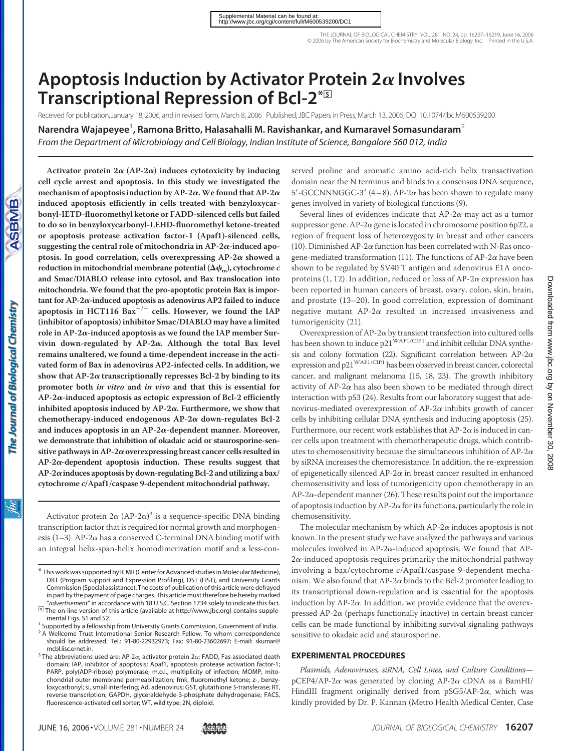# Apoptosis Induction by Activator Protein 2α Involves Transcriptional Repression of Bcl-2*[S]

Received for publication, January 18, 2006, and in revised form, March 8, 2006 Published, JBC Papers in Press, March 13, 2006, DOI 10.1074/jbc.M600539200

**Narendra Wajapeyee[1], Ramona Britto, Halasahalli M. Ravishankar, and Kumaravel Somasundaram[2]**

*From the Department of Microbiology and Cell Biology, Indian Institute of Science, Bangalore 560 012, India*

**Activator protein 2α (AP-2α) induces cytotoxicity by inducing cell cycle arrest and apoptosis. In this study we investigated the mechanism of apoptosis induction by AP-2α. We found that AP-2α induced apoptosis efficiently in cells treated with benzyloxycarbonyl-IETD-fluoromethyl ketone or FADD-silenced cells but failed to do so in benzyloxycarbonyl-LEHD-fluoromethyl ketone-treated or apoptosis protease activation factor-1 (Apaf1)-silenced cells, suggesting the central role of mitochondria in AP-2α-induced apoptosis. In good correlation, cells overexpressing AP-2α showed a reduction in mitochondrial membrane potential ($\Delta\psi_m$), cytochrome *c* and Smac/DIABLO release into cytosol, and Bax translocation into mitochondria. We found that the pro-apoptotic protein Bax is important for AP-2α-induced apoptosis as adenovirus AP2 failed to induce apoptosis in HCT116 Bax$^{-/-}$ cells. However, we found the IAP (inhibitor of apoptosis) inhibitor Smac/DIABLO may have a limited role in AP-2α-induced apoptosis as we found the IAP member Survivin down-regulated by AP-2α. Although the total Bax level remains unaltered, we found a time-dependent increase in the activated form of Bax in adenovirus AP2-infected cells. In addition, we show that AP-2α transcriptionally represses Bcl-2 by binding to its promoter both *in vitro* and *in vivo* and that this is essential for AP-2α-induced apoptosis as ectopic expression of Bcl-2 efficiently inhibited apoptosis induced by AP-2α. Furthermore, we show that chemotherapy-induced endogenous AP-2α down-regulates Bcl-2 and induces apoptosis in an AP-2α-dependent manner. Moreover, we demonstrate that inhibition of okadaic acid or staurosporine-sensitive pathways in AP-2α overexpressing breast cancer cells resulted in AP-2α-dependent apoptosis induction. These results suggest that AP-2α induces apoptosis by down-regulating Bcl-2 and utilizing a bax/cytochrome *c*/Apaf1/caspase 9-dependent mitochondrial pathway.**

Activator protein 2α (AP-2α)[3] is a sequence-specific DNA binding transcription factor that is required for normal growth and morphogenesis (1–3). AP-2α has a conserved C-terminal DNA binding motif with an integral helix-span-helix homodimerization motif and a less-conserved proline and aromatic amino acid-rich helix transactivation domain near the N terminus and binds to a consensus DNA sequence, 5′-GCCNNNGGC-3′ (4–8). AP-2α has been shown to regulate many genes involved in variety of biological functions (9).

Several lines of evidences indicate that AP-2α may act as a tumor suppressor gene. AP-2α gene is located in chromosome position 6p22, a region of frequent loss of heterozygosity in breast and other cancers (10). Diminished AP-2α function has been correlated with N-Ras oncogene-mediated transformation (11). The functions of AP-2α have been shown to be regulated by SV40 T antigen and adenovirus E1A oncoproteins (1, 12). In addition, reduced or loss of AP-2α expression has been reported in human cancers of breast, ovary, colon, skin, brain, and prostate (13–20). In good correlation, expression of dominant negative mutant AP-2α resulted in increased invasiveness and tumorigenicity (21).

Overexpression of AP-2α by transient transfection into cultured cells has been shown to induce p21$^{WAF1/CIP1}$ and inhibit cellular DNA synthesis and colony formation (22). Significant correlation between AP-2α expression and p21$^{WAF1/CIP1}$ has been observed in breast cancer, colorectal cancer, and malignant melanoma (15, 18, 23). The growth inhibitory activity of AP-2α has also been shown to be mediated through direct interaction with p53 (24). Results from our laboratory suggest that adenovirus-mediated overexpression of AP-2α inhibits growth of cancer cells by inhibiting cellular DNA synthesis and inducing apoptosis (25). Furthermore, our recent work establishes that AP-2α is induced in cancer cells upon treatment with chemotherapeutic drugs, which contributes to chemosensitivity because the simultaneous inhibition of AP-2α by siRNA increases the chemoresistance. In addition, the re-expression of epigenetically silenced AP-2α in breast cancer resulted in enhanced chemosensitivity and loss of tumorigenicity upon chemotherapy in an AP-2α-dependent manner (26). These results point out the importance of apoptosis induction by AP-2α for its functions, particularly the role in chemosensitivity.

The molecular mechanism by which AP-2α induces apoptosis is not known. In the present study we have analyzed the pathways and various molecules involved in AP-2α-induced apoptosis. We found that AP-2α-induced apoptosis requires primarily the mitochondrial pathway involving a bax/cytochrome *c*/Apaf1/caspase 9-dependent mechanism. We also found that AP-2α binds to the Bcl-2 promoter leading to its transcriptional down-regulation and is essential for the apoptosis induction by AP-2α. In addition, we provide evidence that the overexpressed AP-2α (perhaps functionally inactive) in certain breast cancer cells can be made functional by inhibiting survival signaling pathways sensitive to okadaic acid and staurosporine.

## EXPERIMENTAL PROCEDURES

*Plasmids, Adenoviruses, siRNA, Cell Lines, and Culture Conditions*—pCEP4/AP-2α was generated by cloning AP-2α cDNA as a BamHI/HindIII fragment originally derived from pSG5/AP-2α, which was kindly provided by Dr. P. Kannan (Metro Health Medical Center, Case

---

\* This work was supported by ICMR (Center for Advanced studies in Molecular Medicine), DBT (Program support and Expression Profiling), DST (FIST), and University Grants Commission (Special assistance). The costs of publication of this article were defrayed in part by the payment of page charges. This article must therefore be hereby marked "*advertisement*" in accordance with 18 U.S.C. Section 1734 solely to indicate this fact.

[S] The on-line version of this article (available at http://www.jbc.org) contains supplemental Figs. S1 and S2.

[1] Supported by a fellowship from University Grants Commission, Government of India.

[2] A Wellcome Trust International Senior Research Fellow. To whom correspondence should be addressed. Tel.: 91-80-22932973; Fax: 91-80-23602697; E-mail: skumar@mcbl.iisc.ernet.in.

[3] The abbreviations used are: AP-2α, activator protein 2α; FADD, Fas-associated death domain; IAP, inhibitor of apoptosis; Apaf1, apoptosis protease activation factor-1; PARP, poly(ADP-ribose) polymerase; m.o.i., multiplicity of infection; MOMP, mitochondrial outer membrane permeabilization; fmk, fluoromethyl ketone; z-, benzyloxycarbonyl; si, small interfering; Ad, adenovirus; GST, glutathione *S*-transferase; RT, reverse transcription; GAPDH, glyceraldehyde-3-phosphate dehydrogenase; FACS, fluorescence-activated cell sorter; WT, wild type; 2N, diploid.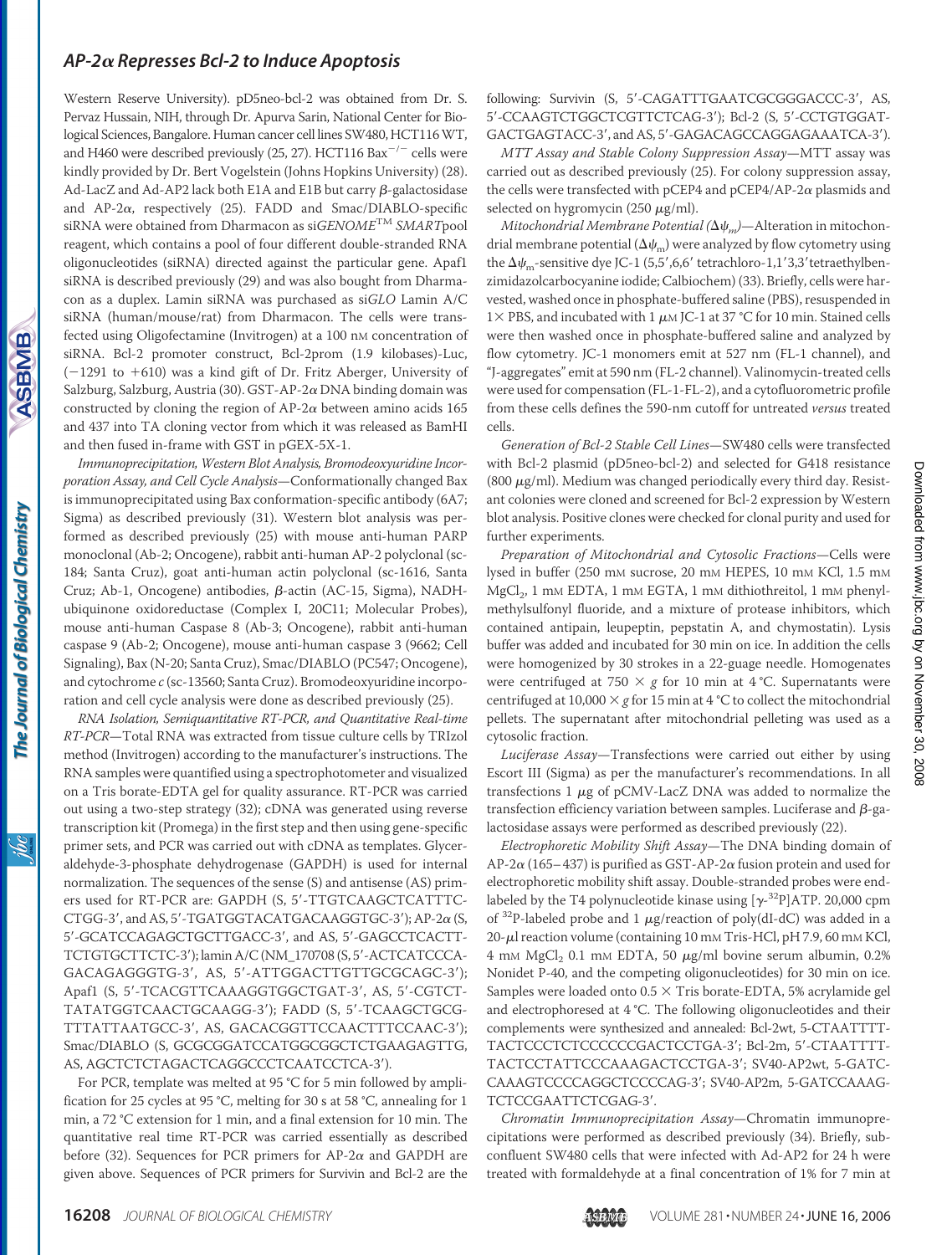Western Reserve University). pD5neo-bcl-2 was obtained from Dr. S. Pervaz Hussain, NIH, through Dr. Apurva Sarin, National Center for Biological Sciences, Bangalore. Human cancer cell lines SW480, HCT116 WT, and H460 were described previously (25, 27). HCT116 Bax$^{-/-}$ cells were kindly provided by Dr. Bert Vogelstein (Johns Hopkins University) (28). Ad-LacZ and Ad-AP2 lack both E1A and E1B but carry β-galactosidase and AP-2α, respectively (25). FADD and Smac/DIABLO-specific siRNA were obtained from Dharmacon as si*GENOME*™ *SMART*pool reagent, which contains a pool of four different double-stranded RNA oligonucleotides (siRNA) directed against the particular gene. Apaf1 siRNA is described previously (29) and was also bought from Dharmacon as a duplex. Lamin siRNA was purchased as si*GLO* Lamin A/C siRNA (human/mouse/rat) from Dharmacon. The cells were transfected using Oligofectamine (Invitrogen) at a 100 nM concentration of siRNA. Bcl-2 promoter construct, Bcl-2prom (1.9 kilobases)-Luc, (−1291 to +610) was a kind gift of Dr. Fritz Aberger, University of Salzburg, Salzburg, Austria (30). GST-AP-2α DNA binding domain was constructed by cloning the region of AP-2α between amino acids 165 and 437 into TA cloning vector from which it was released as BamHI and then fused in-frame with GST in pGEX-5X-1.

*Immunoprecipitation, Western Blot Analysis, Bromodeoxyuridine Incorporation Assay, and Cell Cycle Analysis*—Conformationally changed Bax is immunoprecipitated using Bax conformation-specific antibody (6A7; Sigma) as described previously (31). Western blot analysis was performed as described previously (25) with mouse anti-human PARP monoclonal (Ab-2; Oncogene), rabbit anti-human AP-2 polyclonal (sc-184; Santa Cruz), goat anti-human actin polyclonal (sc-1616, Santa Cruz; Ab-1, Oncogene) antibodies, β-actin (AC-15, Sigma), NADH-ubiquinone oxidoreductase (Complex I, 20C11; Molecular Probes), mouse anti-human Caspase 8 (Ab-3; Oncogene), rabbit anti-human caspase 9 (Ab-2; Oncogene), mouse anti-human caspase 3 (9662; Cell Signaling), Bax (N-20; Santa Cruz), Smac/DIABLO (PC547; Oncogene), and cytochrome *c* (sc-13560; Santa Cruz). Bromodeoxyuridine incorporation and cell cycle analysis were done as described previously (25).

*RNA Isolation, Semiquantitative RT-PCR, and Quantitative Real-time RT-PCR*—Total RNA was extracted from tissue culture cells by TRIzol method (Invitrogen) according to the manufacturer's instructions. The RNA samples were quantified using a spectrophotometer and visualized on a Tris borate-EDTA gel for quality assurance. RT-PCR was carried out using a two-step strategy (32); cDNA was generated using reverse transcription kit (Promega) in the first step and then using gene-specific primer sets, and PCR was carried out with cDNA as templates. Glyceraldehyde-3-phosphate dehydrogenase (GAPDH) is used for internal normalization. The sequences of the sense (S) and antisense (AS) primers used for RT-PCR are: GAPDH (S, 5′-TTGTCAAGCTCATTTCCTGG-3′, and AS, 5′-TGATGGTACATGACAAGGTGC-3′); AP-2α (S, 5′-GCATCCAGAGCTGCTTGACC-3′, and AS, 5′-GAGCCTCACTTTCTGTGCTTCTC-3′); lamin A/C (NM_170708 (S, 5′-ACTCATCCCAGACAGAGGGTG-3′, AS, 5′-ATTGGACTTGTTGCGCAGC-3′); Apaf1 (S, 5′-TCACGTTCAAAGGTGGCTGAT-3′, AS, 5′-CGTCTTATATGGTCAACTGCAAGG-3′); FADD (S, 5′-TCAAGCTGCGTTTATTAATGCC-3′, AS, GACACGGTTCCAACTTTCCAAC-3′); Smac/DIABLO (S, GCGCGGATCCATGGCGGCTCTGAAGAGTTG, AS, AGCTCTCTAGACTCAGGCCCTCAATCCTCA-3′).

For PCR, template was melted at 95 °C for 5 min followed by amplification for 25 cycles at 95 °C, melting for 30 s at 58 °C, annealing for 1 min, a 72 °C extension for 1 min, and a final extension for 10 min. The quantitative real time RT-PCR was carried essentially as described before (32). Sequences for PCR primers for AP-2α and GAPDH are given above. Sequences of PCR primers for Survivin and Bcl-2 are the following: Survivin (S, 5′-CAGATTTGAATCGCGGGACCC-3′, AS, 5′-CCAAGTCTGGCTCGTTCTCAG-3′); Bcl-2 (S, 5′-CCTGTGGATGACTGAGTACC-3′, and AS, 5′-GAGACAGCCAGGAGAAATCA-3′).

*MTT Assay and Stable Colony Suppression Assay*—MTT assay was carried out as described previously (25). For colony suppression assay, the cells were transfected with pCEP4 and pCEP4/AP-2α plasmids and selected on hygromycin (250 μg/ml).

*Mitochondrial Membrane Potential ($\Delta\psi_m$)*—Alteration in mitochondrial membrane potential ($\Delta\psi_m$) were analyzed by flow cytometry using the $\Delta\psi_m$-sensitive dye JC-1 (5,5′,6,6′ tetrachloro-1,1′3,3′tetraethylbenzimidazolcarbocyanine iodide; Calbiochem) (33). Briefly, cells were harvested, washed once in phosphate-buffered saline (PBS), resuspended in 1× PBS, and incubated with 1 μM JC-1 at 37 °C for 10 min. Stained cells were then washed once in phosphate-buffered saline and analyzed by flow cytometry. JC-1 monomers emit at 527 nm (FL-1 channel), and "J-aggregates" emit at 590 nm (FL-2 channel). Valinomycin-treated cells were used for compensation (FL-1-FL-2), and a cytofluorometric profile from these cells defines the 590-nm cutoff for untreated *versus* treated cells.

*Generation of Bcl-2 Stable Cell Lines*—SW480 cells were transfected with Bcl-2 plasmid (pD5neo-bcl-2) and selected for G418 resistance (800 μg/ml). Medium was changed periodically every third day. Resistant colonies were cloned and screened for Bcl-2 expression by Western blot analysis. Positive clones were checked for clonal purity and used for further experiments.

*Preparation of Mitochondrial and Cytosolic Fractions*—Cells were lysed in buffer (250 mM sucrose, 20 mM HEPES, 10 mM KCl, 1.5 mM $MgCl_2$, 1 mM EDTA, 1 mM EGTA, 1 mM dithiothreitol, 1 mM phenylmethylsulfonyl fluoride, and a mixture of protease inhibitors, which contained antipain, leupeptin, pepstatin A, and chymostatin). Lysis buffer was added and incubated for 30 min on ice. In addition the cells were homogenized by 30 strokes in a 22-guage needle. Homogenates were centrifuged at 750 × *g* for 10 min at 4 °C. Supernatants were centrifuged at 10,000 × *g* for 15 min at 4 °C to collect the mitochondrial pellets. The supernatant after mitochondrial pelleting was used as a cytosolic fraction.

*Luciferase Assay*—Transfections were carried out either by using Escort III (Sigma) as per the manufacturer's recommendations. In all transfections 1 μg of pCMV-LacZ DNA was added to normalize the transfection efficiency variation between samples. Luciferase and β-galactosidase assays were performed as described previously (22).

*Electrophoretic Mobility Shift Assay*—The DNA binding domain of AP-2α (165–437) is purified as GST-AP-2α fusion protein and used for electrophoretic mobility shift assay. Double-stranded probes were end-labeled by the T4 polynucleotide kinase using [$\gamma$-$^{32}$P]ATP. 20,000 cpm of $^{32}$P-labeled probe and 1 μg/reaction of poly(dI-dC) was added in a 20-μl reaction volume (containing 10 mM Tris-HCl, pH 7.9, 60 mM KCl, 4 mM $MgCl_2$ 0.1 mM EDTA, 50 μg/ml bovine serum albumin, 0.2% Nonidet P-40, and the competing oligonucleotides) for 30 min on ice. Samples were loaded onto 0.5 × Tris borate-EDTA, 5% acrylamide gel and electrophoresed at 4 °C. The following oligonucleotides and their complements were synthesized and annealed: Bcl-2wt, 5-CTAATTTTTACTCCCTCTCCCCCCGACTCCTGA-3′; Bcl-2m, 5′-CTAATTTTTACTCCTATTCCCAAAGACTCCTGA-3′; SV40-AP2wt, 5-GATCCAAAGTCCCCAGGCTCCCCAG-3′; SV40-AP2m, 5-GATCCAAAGTCTCCGAATTCTCGAG-3′.

*Chromatin Immunoprecipitation Assay*—Chromatin immunoprecipitations were performed as described previously (34). Briefly, subconfluent SW480 cells that were infected with Ad-AP2 for 24 h were treated with formaldehyde at a final concentration of 1% for 7 min at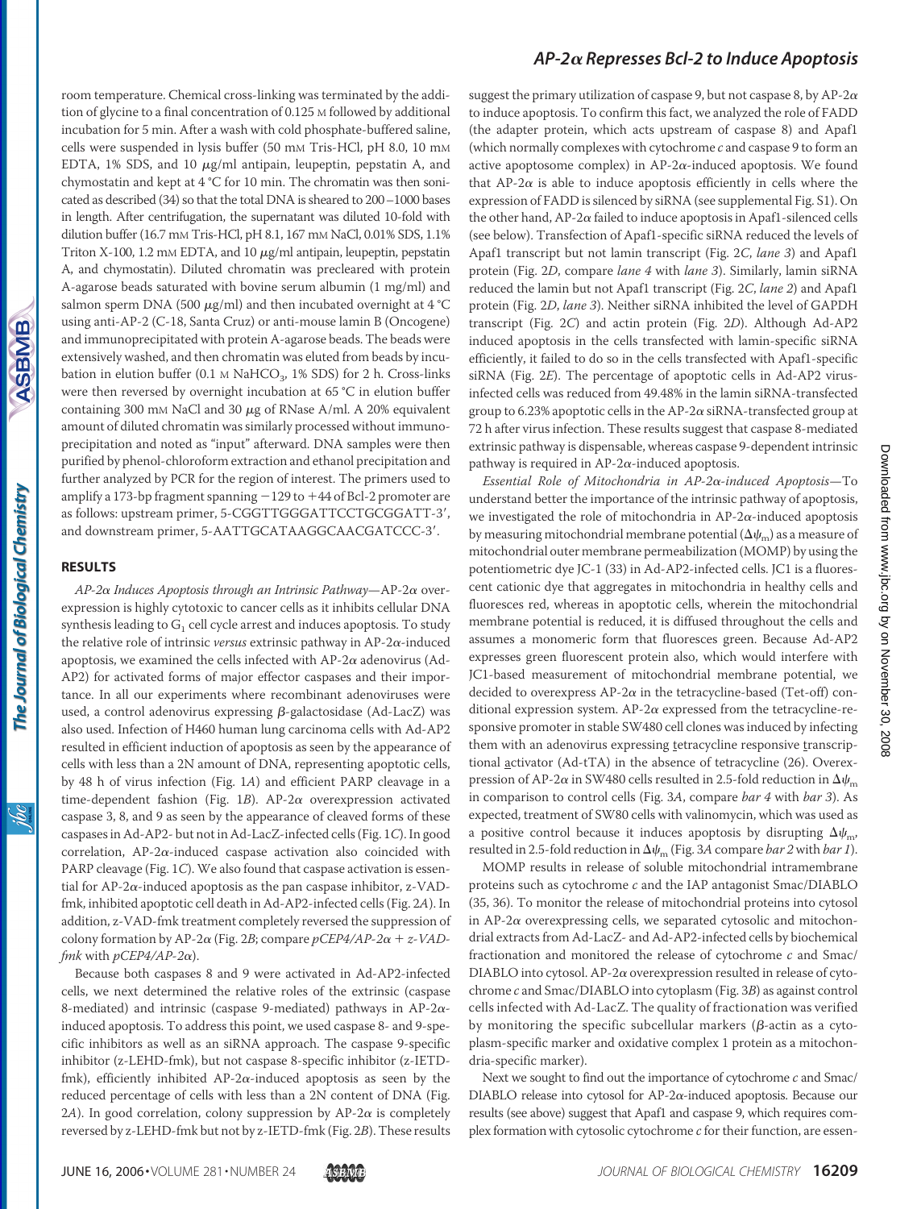room temperature. Chemical cross-linking was terminated by the addition of glycine to a final concentration of 0.125 M followed by additional incubation for 5 min. After a wash with cold phosphate-buffered saline, cells were suspended in lysis buffer (50 mM Tris-HCl, pH 8.0, 10 mM EDTA, 1% SDS, and 10 μg/ml antipain, leupeptin, pepstatin A, and chymostatin and kept at 4 °C for 10 min. The chromatin was then sonicated as described (34) so that the total DNA is sheared to 200–1000 bases in length. After centrifugation, the supernatant was diluted 10-fold with dilution buffer (16.7 mM Tris-HCl, pH 8.1, 167 mM NaCl, 0.01% SDS, 1.1% Triton X-100, 1.2 mM EDTA, and 10 μg/ml antipain, leupeptin, pepstatin A, and chymostatin). Diluted chromatin was precleared with protein A-agarose beads saturated with bovine serum albumin (1 mg/ml) and salmon sperm DNA (500 μg/ml) and then incubated overnight at 4 °C using anti-AP-2 (C-18, Santa Cruz) or anti-mouse lamin B (Oncogene) and immunoprecipitated with protein A-agarose beads. The beads were extensively washed, and then chromatin was eluted from beads by incubation in elution buffer (0.1 M $NaHCO_3$, 1% SDS) for 2 h. Cross-links were then reversed by overnight incubation at 65 °C in elution buffer containing 300 mM NaCl and 30 μg of RNase A/ml. A 20% equivalent amount of diluted chromatin was similarly processed without immunoprecipitation and noted as "input" afterward. DNA samples were then purified by phenol-chloroform extraction and ethanol precipitation and further analyzed by PCR for the region of interest. The primers used to amplify a 173-bp fragment spanning −129 to +44 of Bcl-2 promoter are as follows: upstream primer, 5-CGGTTGGGATTCCTGCGGATT-3′, and downstream primer, 5-AATTGCATAAGGCAACGATCCC-3′.

## RESULTS

*AP-2α Induces Apoptosis through an Intrinsic Pathway*—AP-2α overexpression is highly cytotoxic to cancer cells as it inhibits cellular DNA synthesis leading to $G_1$ cell cycle arrest and induces apoptosis. To study the relative role of intrinsic *versus* extrinsic pathway in AP-2α-induced apoptosis, we examined the cells infected with AP-2α adenovirus (Ad-AP2) for activated forms of major effector caspases and their importance. In all our experiments where recombinant adenoviruses were used, a control adenovirus expressing β-galactosidase (Ad-LacZ) was also used. Infection of H460 human lung carcinoma cells with Ad-AP2 resulted in efficient induction of apoptosis as seen by the appearance of cells with less than a 2N amount of DNA, representing apoptotic cells, by 48 h of virus infection (Fig. 1*A*) and efficient PARP cleavage in a time-dependent fashion (Fig. 1*B*). AP-2α overexpression activated caspase 3, 8, and 9 as seen by the appearance of cleaved forms of these caspases in Ad-AP2- but not in Ad-LacZ-infected cells (Fig. 1*C*). In good correlation, AP-2α-induced caspase activation also coincided with PARP cleavage (Fig. 1*C*). We also found that caspase activation is essential for AP-2α-induced apoptosis as the pan caspase inhibitor, z-VAD-fmk, inhibited apoptotic cell death in Ad-AP2-infected cells (Fig. 2*A*). In addition, z-VAD-fmk treatment completely reversed the suppression of colony formation by AP-2α (Fig. 2*B*; compare *pCEP4/AP-2α + z-VAD-fmk* with *pCEP4/AP-2α*).

Because both caspases 8 and 9 were activated in Ad-AP2-infected cells, we next determined the relative roles of the extrinsic (caspase 8-mediated) and intrinsic (caspase 9-mediated) pathways in AP-2α-induced apoptosis. To address this point, we used caspase 8- and 9-specific inhibitors as well as an siRNA approach. The caspase 9-specific inhibitor (z-LEHD-fmk), but not caspase 8-specific inhibitor (z-IETD-fmk), efficiently inhibited AP-2α-induced apoptosis as seen by the reduced percentage of cells with less than a 2N content of DNA (Fig. 2*A*). In good correlation, colony suppression by AP-2α is completely reversed by z-LEHD-fmk but not by z-IETD-fmk (Fig. 2*B*). These results suggest the primary utilization of caspase 9, but not caspase 8, by AP-2α to induce apoptosis. To confirm this fact, we analyzed the role of FADD (the adapter protein, which acts upstream of caspase 8) and Apaf1 (which normally complexes with cytochrome *c* and caspase 9 to form an active apoptosome complex) in AP-2α-induced apoptosis. We found that AP-2α is able to induce apoptosis efficiently in cells where the expression of FADD is silenced by siRNA (see supplemental Fig. S1). On the other hand, AP-2α failed to induce apoptosis in Apaf1-silenced cells (see below). Transfection of Apaf1-specific siRNA reduced the levels of Apaf1 transcript but not lamin transcript (Fig. 2*C*, *lane 3*) and Apaf1 protein (Fig. 2*D*, compare *lane 4* with *lane 3*). Similarly, lamin siRNA reduced the lamin but not Apaf1 transcript (Fig. 2*C*, *lane 2*) and Apaf1 protein (Fig. 2*D*, *lane 3*). Neither siRNA inhibited the level of GAPDH transcript (Fig. 2*C*) and actin protein (Fig. 2*D*). Although Ad-AP2 induced apoptosis in the cells transfected with lamin-specific siRNA efficiently, it failed to do so in the cells transfected with Apaf1-specific siRNA (Fig. 2*E*). The percentage of apoptotic cells in Ad-AP2 virus-infected cells was reduced from 49.48% in the lamin siRNA-transfected group to 6.23% apoptotic cells in the AP-2α siRNA-transfected group at 72 h after virus infection. These results suggest that caspase 8-mediated extrinsic pathway is dispensable, whereas caspase 9-dependent intrinsic pathway is required in AP-2α-induced apoptosis.

*Essential Role of Mitochondria in AP-2α-induced Apoptosis*—To understand better the importance of the intrinsic pathway of apoptosis, we investigated the role of mitochondria in AP-2α-induced apoptosis by measuring mitochondrial membrane potential ($\Delta\psi_m$) as a measure of mitochondrial outer membrane permeabilization (MOMP) by using the potentiometric dye JC-1 (33) in Ad-AP2-infected cells. JC1 is a fluorescent cationic dye that aggregates in mitochondria in healthy cells and fluoresces red, whereas in apoptotic cells, wherein the mitochondrial membrane potential is reduced, it is diffused throughout the cells and assumes a monomeric form that fluoresces green. Because Ad-AP2 expresses green fluorescent protein also, which would interfere with JC1-based measurement of mitochondrial membrane potential, we decided to overexpress AP-2α in the tetracycline-based (Tet-off) conditional expression system. AP-2α expressed from the tetracycline-responsive promoter in stable SW480 cell clones was induced by infecting them with an adenovirus expressing tetracycline responsive transcriptional activator (Ad-tTA) in the absence of tetracycline (26). Overexpression of AP-2α in SW480 cells resulted in 2.5-fold reduction in $\Delta\psi_m$ in comparison to control cells (Fig. 3*A*, compare *bar 4* with *bar 3*). As expected, treatment of SW80 cells with valinomycin, which was used as a positive control because it induces apoptosis by disrupting $\Delta\psi_m$, resulted in 2.5-fold reduction in $\Delta\psi_m$ (Fig. 3*A* compare *bar 2* with *bar 1*).

MOMP results in release of soluble mitochondrial intramembrane proteins such as cytochrome *c* and the IAP antagonist Smac/DIABLO (35, 36). To monitor the release of mitochondrial proteins into cytosol in AP-2α overexpressing cells, we separated cytosolic and mitochondrial extracts from Ad-LacZ- and Ad-AP2-infected cells by biochemical fractionation and monitored the release of cytochrome *c* and Smac/DIABLO into cytosol. AP-2α overexpression resulted in release of cytochrome *c* and Smac/DIABLO into cytoplasm (Fig. 3*B*) as against control cells infected with Ad-LacZ. The quality of fractionation was verified by monitoring the specific subcellular markers (β-actin as a cytoplasm-specific marker and oxidative complex 1 protein as a mitochondria-specific marker).

Next we sought to find out the importance of cytochrome *c* and Smac/DIABLO release into cytosol for AP-2α-induced apoptosis. Because our results (see above) suggest that Apaf1 and caspase 9, which requires complex formation with cytosolic cytochrome *c* for their function, are essen-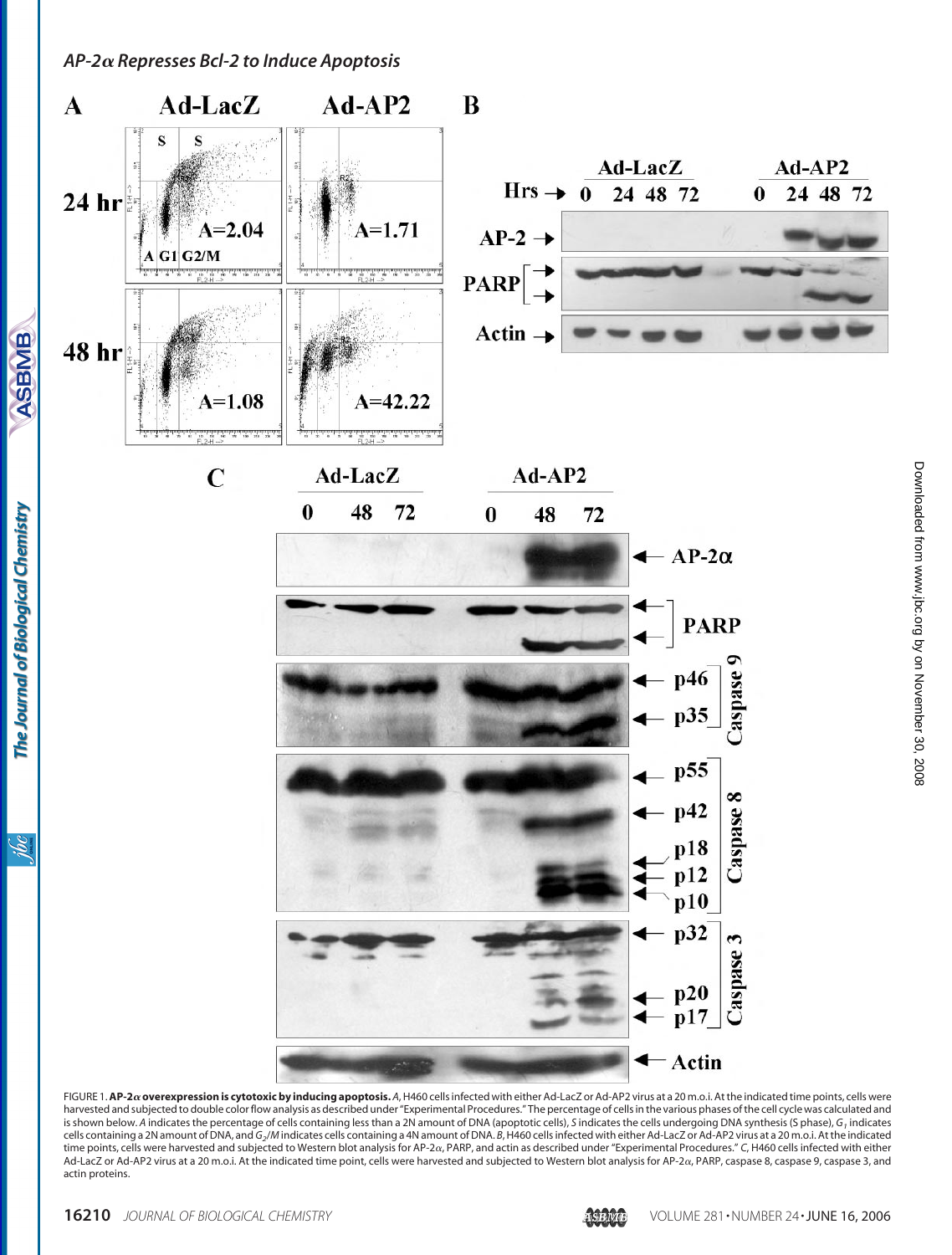FIGURE 1. **AP-2α overexpression is cytotoxic by inducing apoptosis.** *A*, H460 cells infected with either Ad-LacZ or Ad-AP2 virus at a 20 m.o.i. At the indicated time points, cells were harvested and subjected to double color flow analysis as described under "Experimental Procedures." The percentage of cells in the various phases of the cell cycle was calculated and is shown below. *A* indicates the percentage of cells containing less than a 2N amount of DNA (apoptotic cells), *S* indicates the cells undergoing DNA synthesis (S phase), $G_1$ indicates cells containing a 2N amount of DNA, and $G_2/M$ indicates cells containing a 4N amount of DNA. *B*, H460 cells infected with either Ad-LacZ or Ad-AP2 virus at a 20 m.o.i. At the indicated time points, cells were harvested and subjected to Western blot analysis for AP-2α, PARP, and actin as described under "Experimental Procedures." *C*, H460 cells infected with either Ad-LacZ or Ad-AP2 virus at a 20 m.o.i. At the indicated time point, cells were harvested and subjected to Western blot analysis for AP-2α, PARP, caspase 8, caspase 9, caspase 3, and actin proteins.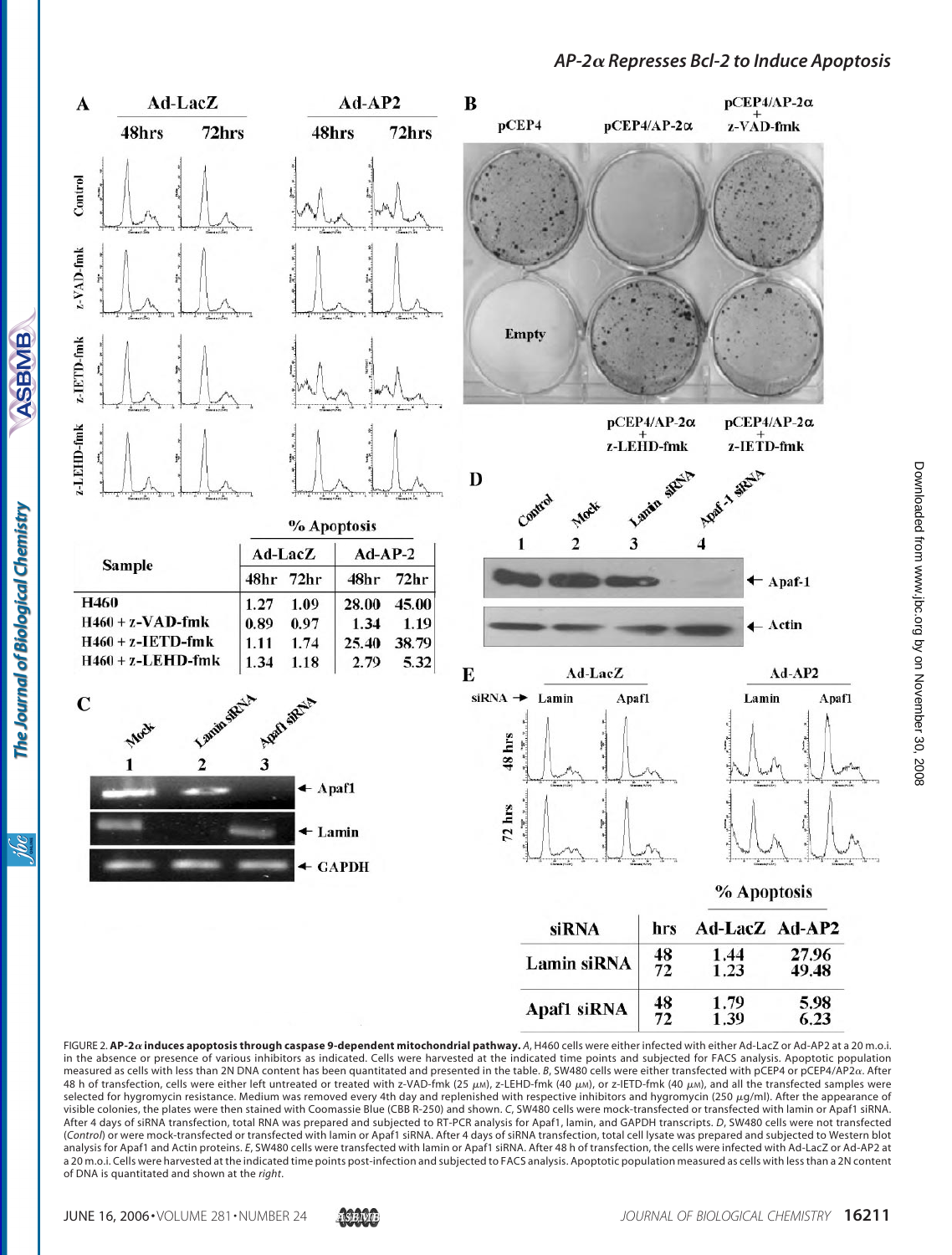| Sample | Ad-LacZ | | Ad-AP-2 | |
|---|---|---|---|---|
| | 48hr | 72hr | 48hr | 72hr |
| H460 | 1.27 | 1.09 | 28.00 | 45.00 |
| H460 + z-VAD-fmk | 0.89 | 0.97 | 1.34 | 1.19 |
| H460 + z-IETD-fmk | 1.11 | 1.74 | 25.40 | 38.79 |
| H460 + z-LEHD-fmk | 1.34 | 1.18 | 2.79 | 5.32 |

| siRNA | hrs | Ad-LacZ | Ad-AP2 |
|---|---|---|---|
| Lamin siRNA | 48 | 1.44 | 27.96 |
| | 72 | 1.23 | 49.48 |
| Apaf1 siRNA | 48 | 1.79 | 5.98 |
| | 72 | 1.39 | 6.23 |

FIGURE 2. **AP-2α induces apoptosis through caspase 9-dependent mitochondrial pathway.** *A*, H460 cells were either infected with either Ad-LacZ or Ad-AP2 at a 20 m.o.i. in the absence or presence of various inhibitors as indicated. Cells were harvested at the indicated time points and subjected for FACS analysis. Apoptotic population measured as cells with less than 2N DNA content has been quantitated and presented in the table. *B*, SW480 cells were either transfected with pCEP4 or pCEP4/AP2α. After 48 h of transfection, cells were either left untreated or treated with z-VAD-fmk (25 μM), z-LEHD-fmk (40 μM), or z-IETD-fmk (40 μM), and all the transfected samples were selected for hygromycin resistance. Medium was removed every 4th day and replenished with respective inhibitors and hygromycin (250 μg/ml). After the appearance of visible colonies, the plates were then stained with Coomassie Blue (CBB R-250) and shown. *C*, SW480 cells were mock-transfected or transfected with lamin or Apaf1 siRNA. After 4 days of siRNA transfection, total RNA was prepared and subjected to RT-PCR analysis for Apaf1, lamin, and GAPDH transcripts. *D*, SW480 cells were not transfected (*Control*) or were mock-transfected or transfected with lamin or Apaf1 siRNA. After 4 days of siRNA transfection, total cell lysate was prepared and subjected to Western blot analysis for Apaf1 and Actin proteins. *E*, SW480 cells were transfected with lamin or Apaf1 siRNA. After 48 h of transfection, the cells were infected with Ad-LacZ or Ad-AP2 at a 20 m.o.i. Cells were harvested at the indicated time points post-infection and subjected to FACS analysis. Apoptotic population measured as cells with less than a 2N content of DNA is quantitated and shown at the *right*.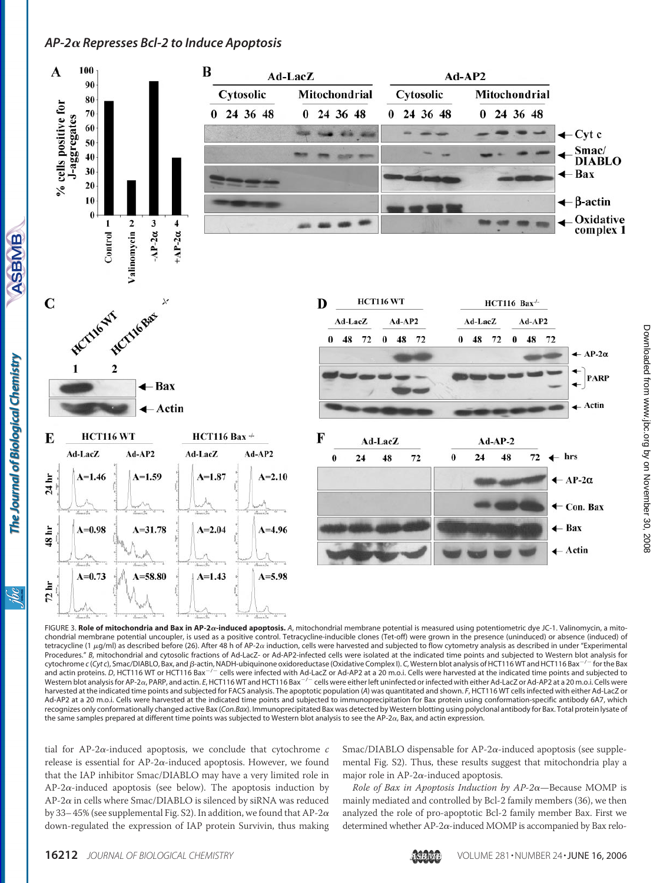FIGURE 3. **Role of mitochondria and Bax in AP-2α-induced apoptosis.** *A*, mitochondrial membrane potential is measured using potentiometric dye JC-1. Valinomycin, a mitochondrial membrane potential uncoupler, is used as a positive control. Tetracycline-inducible clones (Tet-off) were grown in the presence (uninduced) or absence (induced) of tetracycline (1 μg/ml) as described before (26). After 48 h of AP-2α induction, cells were harvested and subjected to flow cytometry analysis as described in under "Experimental Procedures." *B*, mitochondrial and cytosolic fractions of Ad-LacZ- or Ad-AP2-infected cells were isolated at the indicated time points and subjected to Western blot analysis for cytochrome *c* (*Cyt c*), Smac/DIABLO, Bax, and β-actin, NADH-ubiquinone oxidoreductase (Oxidative Complex I). *C*, Western blot analysis of HCT116 WT and HCT116 Bax$^{-/-}$ for the Bax and actin proteins. *D*, HCT116 WT or HCT116 Bax$^{-/-}$ cells were infected with Ad-LacZ or Ad-AP2 at a 20 m.o.i. Cells were harvested at the indicated time points and subjected to Western blot analysis for AP-2α, PARP, and actin. *E*, HCT116 WT and HCT116 Bax$^{-/-}$ cells were either left uninfected or infected with either Ad-LacZ or Ad-AP2 at a 20 m.o.i. Cells were harvested at the indicated time points and subjected for FACS analysis. The apoptotic population (*A*) was quantitated and shown. *F*, HCT116 WT cells infected with either Ad-LacZ or Ad-AP2 at a 20 m.o.i. Cells were harvested at the indicated time points and subjected to immunoprecipitation for Bax protein using conformation-specific antibody 6A7, which recognizes only conformationally changed active Bax (*Con.Bax*). Immunoprecipitated Bax was detected by Western blotting using polyclonal antibody for Bax. Total protein lysate of the same samples prepared at different time points was subjected to Western blot analysis to see the AP-2α, Bax, and actin expression.

tial for AP-2α-induced apoptosis, we conclude that cytochrome *c* release is essential for AP-2α-induced apoptosis. However, we found that the IAP inhibitor Smac/DIABLO may have a very limited role in AP-2α-induced apoptosis (see below). The apoptosis induction by AP-2α in cells where Smac/DIABLO is silenced by siRNA was reduced by 33–45% (see supplemental Fig. S2). In addition, we found that AP-2α down-regulated the expression of IAP protein Survivin, thus making Smac/DIABLO dispensable for AP-2α-induced apoptosis (see supplemental Fig. S2). Thus, these results suggest that mitochondria play a major role in AP-2α-induced apoptosis.

*Role of Bax in Apoptosis Induction by AP-2α*—Because MOMP is mainly mediated and controlled by Bcl-2 family members (36), we then analyzed the role of pro-apoptotic Bcl-2 family member Bax. First we determined whether AP-2α-induced MOMP is accompanied by Bax relo-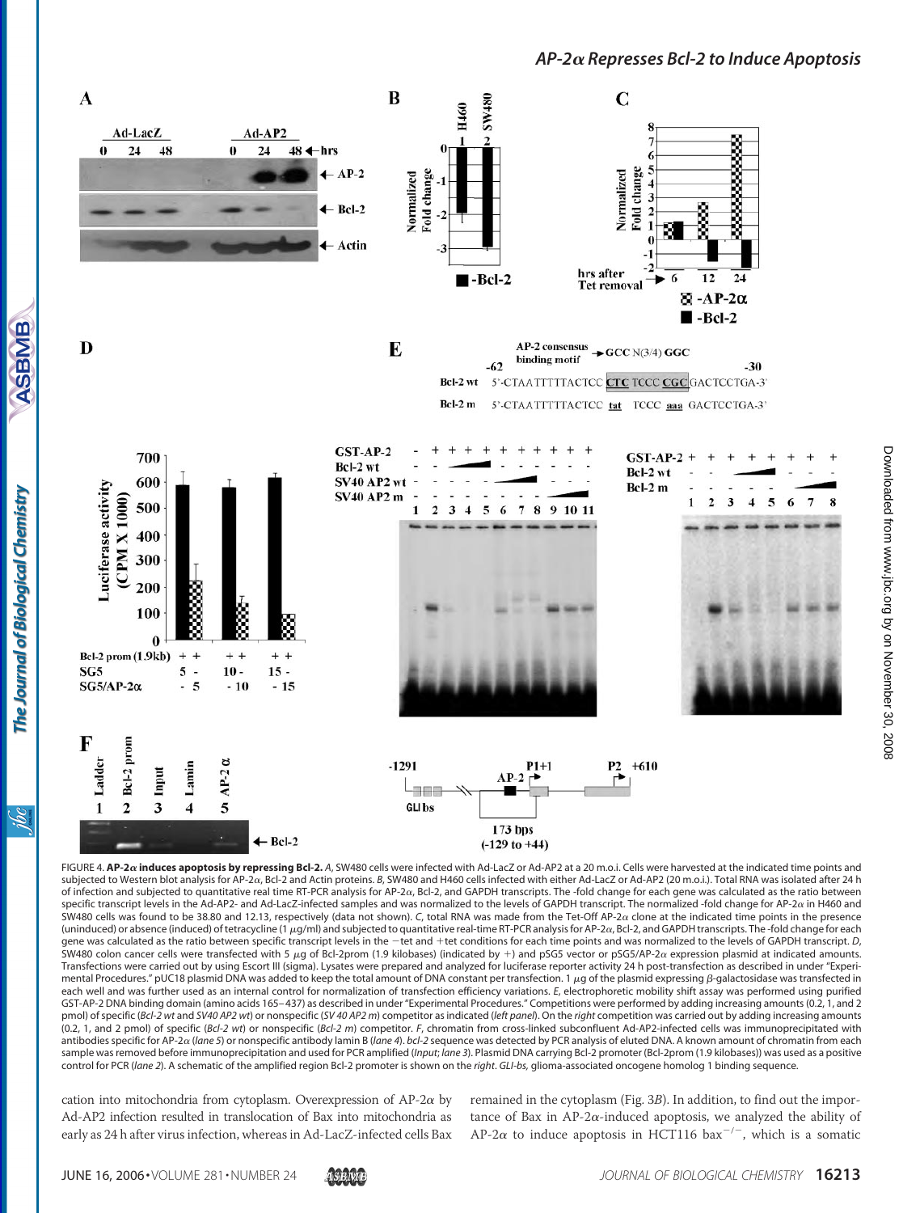FIGURE 4. **AP-2α induces apoptosis by repressing Bcl-2.** *A*, SW480 cells were infected with Ad-LacZ or Ad-AP2 at a 20 m.o.i. Cells were harvested at the indicated time points and subjected to Western blot analysis for AP-2α, Bcl-2 and Actin proteins. *B*, SW480 and H460 cells infected with either Ad-LacZ or Ad-AP2 (20 m.o.i.). Total RNA was isolated after 24 h of infection and subjected to quantitative real time RT-PCR analysis for AP-2α, Bcl-2, and GAPDH transcripts. The -fold change for each gene was calculated as the ratio between specific transcript levels in the Ad-AP2- and Ad-LacZ-infected samples and was normalized to the levels of GAPDH transcript. The normalized -fold change for AP-2α in H460 and SW480 cells was found to be 38.80 and 12.13, respectively (data not shown). *C*, total RNA was made from the Tet-Off AP-2α clone at the indicated time points in the presence (uninduced) or absence (induced) of tetracycline (1 μg/ml) and subjected to quantitative real-time RT-PCR analysis for AP-2α, Bcl-2, and GAPDH transcripts. The -fold change for each gene was calculated as the ratio between specific transcript levels in the −tet and +tet conditions for each time points and was normalized to the levels of GAPDH transcript. *D*, SW480 colon cancer cells were transfected with 5 μg of Bcl-2prom (1.9 kilobases) (indicated by +) and pSG5 vector or pSG5/AP-2α expression plasmid at indicated amounts. Transfections were carried out by using Escort III (sigma). Lysates were prepared and analyzed for luciferase reporter activity 24 h post-transfection as described under "Experimental Procedures." pUC18 plasmid DNA was added to keep the total amount of DNA constant per transfection. 1 μg of the plasmid expressing β-galactosidase was transfected in each well and was further used as an internal control for normalization of transfection efficiency variations. *E*, electrophoretic mobility shift assay was performed using purified GST-AP-2 DNA binding domain (amino acids 165–437) as described in under "Experimental Procedures." Competitions were performed by adding increasing amounts (0.2, 1, and 2 pmol) of specific (*Bcl-2 wt* and *SV40 AP2 wt*) or nonspecific (*SV 40 AP2 m*) competitor as indicated (*left panel*). On the *right* competition was carried out by adding increasing amounts (0.2, 1, and 2 pmol) of specific (*Bcl-2 wt*) or nonspecific (*Bcl-2 m*) competitor. *F*, chromatin from cross-linked subconfluent Ad-AP2-infected cells was immunoprecipitated with antibodies specific for AP-2α (*lane 5*) or nonspecific antibody lamin B (*lane 4*). *bcl-2* sequence was detected by PCR analysis of eluted DNA. A known amount of chromatin from each sample was removed before immunoprecipitation and used for PCR amplified (*Input*; *lane 3*). Plasmid DNA carrying Bcl-2 promoter (Bcl-2prom (1.9 kilobases)) was used as a positive control for PCR (*lane 2*). A schematic of the amplified region Bcl-2 promoter is shown on the *right*. *GLI-bs*, glioma-associated oncogene homolog 1 binding sequence.

cation into mitochondria from cytoplasm. Overexpression of AP-2α by Ad-AP2 infection resulted in translocation of Bax into mitochondria as early as 24 h after virus infection, whereas in Ad-LacZ-infected cells Bax remained in the cytoplasm (Fig. 3*B*). In addition, to find out the importance of Bax in AP-2α-induced apoptosis, we analyzed the ability of AP-2α to induce apoptosis in HCT116 bax$^{-/-}$, which is a somatic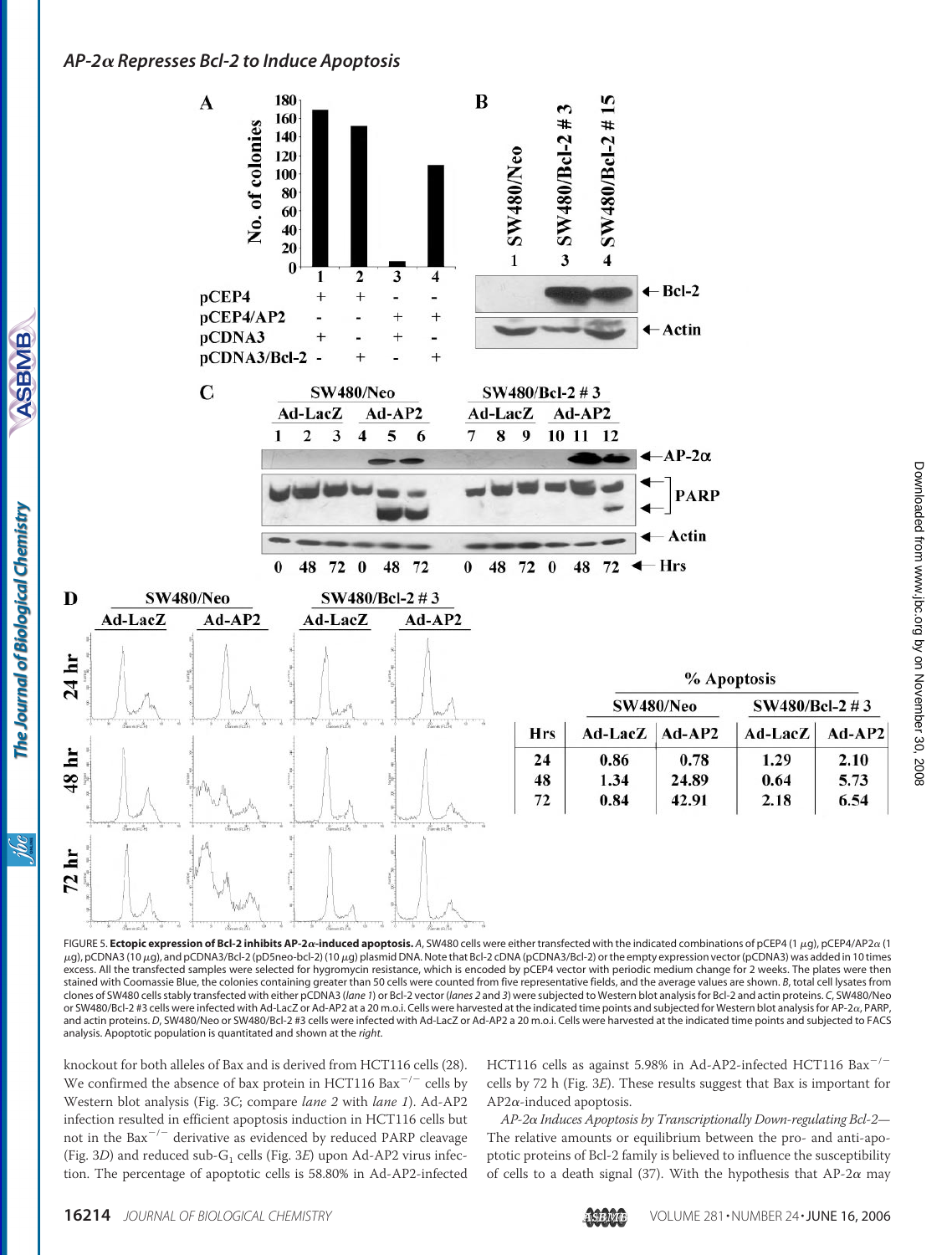| Hrs | SW480/Neo | | SW480/Bcl-2 # 3 | |
|---|---|---|---|---|
| | Ad-LacZ | Ad-AP2 | Ad-LacZ | Ad-AP2 |
| 24 | 0.86 | 0.78 | 1.29 | 2.10 |
| 48 | 1.34 | 24.89 | 0.64 | 5.73 |
| 72 | 0.84 | 42.91 | 2.18 | 6.54 |

**FIGURE 5. Ectopic expression of Bcl-2 inhibits AP-2α-induced apoptosis.** *A*, SW480 cells were either transfected with the indicated combinations of pCEP4 (1 μg), pCEP4/AP2α (1 μg), pCDNA3 (10 μg), and pCDNA3/Bcl-2 (pD5neo-bcl-2) (10 μg) plasmid DNA. Note that Bcl-2 cDNA (pCDNA3/Bcl-2) or the empty expression vector (pCDNA3) was added in 10 times excess. All the transfected samples were selected for hygromycin resistance, which is encoded by pCEP4 vector with periodic medium change for 2 weeks. The plates were then stained with Coomassie Blue, the colonies containing greater than 50 cells were counted from five representative fields, and the average values are shown. *B*, total cell lysates from clones of SW480 cells stably transfected with either pCDNA3 (*lane 1*) or Bcl-2 vector (*lanes 2* and *3*) were subjected to Western blot analysis for Bcl-2 and actin proteins. *C*, SW480/Neo or SW480/Bcl-2 #3 cells were infected with Ad-LacZ or Ad-AP2 at a 20 m.o.i. Cells were harvested at the indicated time points and subjected for Western blot analysis for AP-2α, PARP, and actin proteins. *D*, SW480/Neo or SW480/Bcl-2 #3 cells were infected with Ad-LacZ or Ad-AP2 a 20 m.o.i. Cells were harvested at the indicated time points and subjected to FACS analysis. Apoptotic population is quantitated and shown at the *right*.

knockout for both alleles of Bax and is derived from HCT116 cells (28). We confirmed the absence of bax protein in HCT116 $Bax^{-/-}$ cells by Western blot analysis (Fig. 3*C*; compare *lane 2* with *lane 1*). Ad-AP2 infection resulted in efficient apoptosis induction in HCT116 cells but not in the $Bax^{-/-}$ derivative as evidenced by reduced PARP cleavage (Fig. 3*D*) and reduced sub-$G_1$ cells (Fig. 3*E*) upon Ad-AP2 virus infection. The percentage of apoptotic cells is 58.80% in Ad-AP2-infected HCT116 cells as against 5.98% in Ad-AP2-infected HCT116 $Bax^{-/-}$ cells by 72 h (Fig. 3*E*). These results suggest that Bax is important for AP2α-induced apoptosis.

*AP-2α Induces Apoptosis by Transcriptionally Down-regulating Bcl-2—* The relative amounts or equilibrium between the pro- and anti-apoptotic proteins of Bcl-2 family is believed to influence the susceptibility of cells to a death signal (37). With the hypothesis that AP-2α may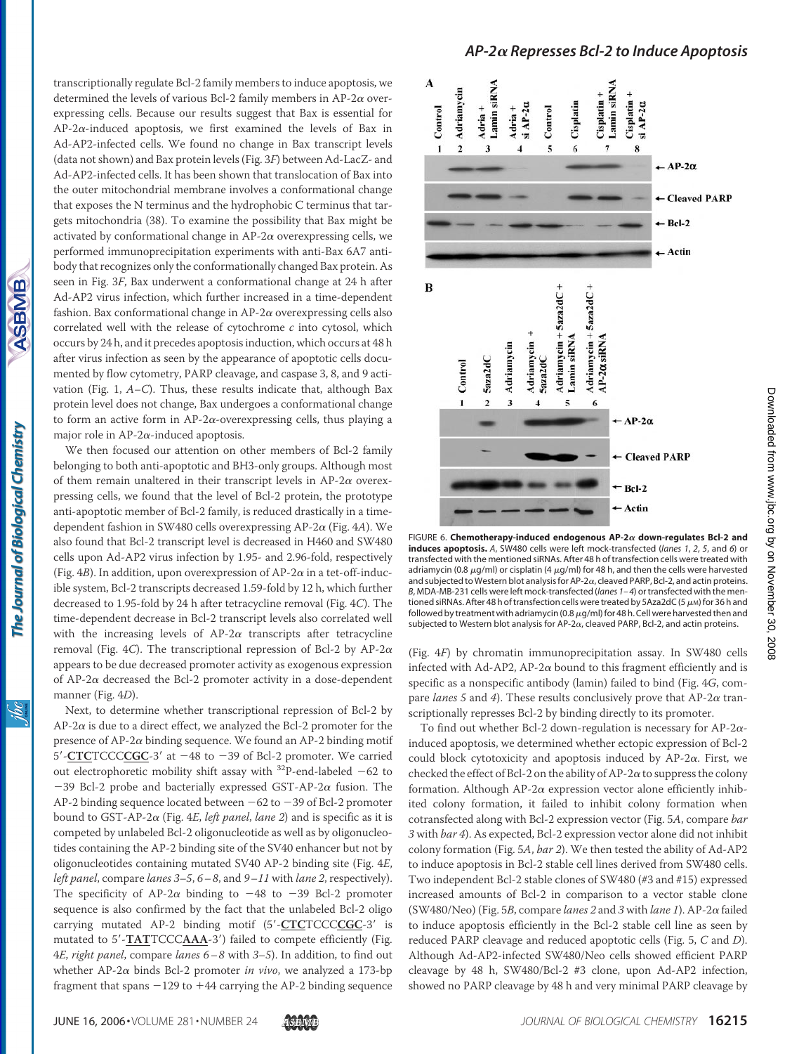transcriptionally regulate Bcl-2 family members to induce apoptosis, we determined the levels of various Bcl-2 family members in AP-2α overexpressing cells. Because our results suggest that Bax is essential for AP-2α-induced apoptosis, we first examined the levels of Bax in Ad-AP2-infected cells. We found no change in Bax transcript levels (data not shown) and Bax protein levels (Fig. 3*F*) between Ad-LacZ- and Ad-AP2-infected cells. It has been shown that translocation of Bax into the outer mitochondrial membrane involves a conformational change that exposes the N terminus and the hydrophobic C terminus that targets mitochondria (38). To examine the possibility that Bax might be activated by conformational change in AP-2α overexpressing cells, we performed immunoprecipitation experiments with anti-Bax 6A7 antibody that recognizes only the conformationally changed Bax protein. As seen in Fig. 3*F*, Bax underwent a conformational change at 24 h after Ad-AP2 virus infection, which further increased in a time-dependent fashion. Bax conformational change in AP-2α overexpressing cells also correlated well with the release of cytochrome *c* into cytosol, which occurs by 24 h, and it precedes apoptosis induction, which occurs at 48 h after virus infection as seen by the appearance of apoptotic cells documented by flow cytometry, PARP cleavage, and caspase 3, 8, and 9 activation (Fig. 1, *A*–*C*). Thus, these results indicate that, although Bax protein level does not change, Bax undergoes a conformational change to form an active form in AP-2α-overexpressing cells, thus playing a major role in AP-2α-induced apoptosis.

We then focused our attention on other members of Bcl-2 family belonging to both anti-apoptotic and BH3-only groups. Although most of them remain unaltered in their transcript levels in AP-2α overexpressing cells, we found that the level of Bcl-2 protein, the prototype anti-apoptotic member of Bcl-2 family, is reduced drastically in a time-dependent fashion in SW480 cells overexpressing AP-2α (Fig. 4*A*). We also found that Bcl-2 transcript level is decreased in H460 and SW480 cells upon Ad-AP2 virus infection by 1.95- and 2.96-fold, respectively (Fig. 4*B*). In addition, upon overexpression of AP-2α in a tet-off-inducible system, Bcl-2 transcripts decreased 1.59-fold by 12 h, which further decreased to 1.95-fold by 24 h after tetracycline removal (Fig. 4*C*). The time-dependent decrease in Bcl-2 transcript levels also correlated well with the increasing levels of AP-2α transcripts after tetracycline removal (Fig. 4*C*). The transcriptional repression of Bcl-2 by AP-2α appears to be due decreased promoter activity as exogenous expression of AP-2α decreased the Bcl-2 promoter activity in a dose-dependent manner (Fig. 4*D*).

Next, to determine whether transcriptional repression of Bcl-2 by AP-2α is due to a direct effect, we analyzed the Bcl-2 promoter for the presence of AP-2α binding sequence. We found an AP-2 binding motif 5′-**CTC**TCCC**CGC**-3′ at −48 to −39 of Bcl-2 promoter. We carried out electrophoretic mobility shift assay with $^{32}$P-end-labeled −62 to −39 Bcl-2 probe and bacterially expressed GST-AP-2α fusion. The AP-2 binding sequence located between −62 to −39 of Bcl-2 promoter bound to GST-AP-2α (Fig. 4*E*, *left panel*, *lane 2*) and is specific as it is competed by unlabeled Bcl-2 oligonucleotide as well as by oligonucleotides containing the AP-2 binding site of the SV40 enhancer but not by oligonucleotides containing mutated SV40 AP-2 binding site (Fig. 4*E*, *left panel*, compare *lanes 3*–*5*, *6*–*8*, and *9*–*11* with *lane 2*, respectively). The specificity of AP-2α binding to −48 to −39 Bcl-2 promoter sequence is also confirmed by the fact that the unlabeled Bcl-2 oligo carrying mutated AP-2 binding motif (5′-**CTC**TCCC**CGC**-3′ is mutated to 5′-**TAT**TCCC**AAA**-3′) failed to compete efficiently (Fig. 4*E*, *right panel*, compare *lanes 6*–*8* with *3*–*5*). In addition, to find out whether AP-2α binds Bcl-2 promoter *in vivo*, we analyzed a 173-bp fragment that spans −129 to +44 carrying the AP-2 binding sequence (Fig. 4*F*) by chromatin immunoprecipitation assay. In SW480 cells infected with Ad-AP2, AP-2α bound to this fragment efficiently and is specific as a nonspecific antibody (lamin) failed to bind (Fig. 4*G*, compare *lanes 5* and *4*). These results conclusively prove that AP-2α transcriptionally represses Bcl-2 by binding directly to its promoter.

To find out whether Bcl-2 down-regulation is necessary for AP-2α-induced apoptosis, we determined whether ectopic expression of Bcl-2 could block cytotoxicity and apoptosis induced by AP-2α. First, we checked the effect of Bcl-2 on the ability of AP-2α to suppress the colony formation. Although AP-2α expression vector alone efficiently inhibited colony formation, it failed to inhibit colony formation when cotransfected along with Bcl-2 expression vector (Fig. 5*A*, compare *bar 3* with *bar 4*). As expected, Bcl-2 expression vector alone did not inhibit colony formation (Fig. 5*A*, *bar 2*). We then tested the ability of Ad-AP2 to induce apoptosis in Bcl-2 stable cell lines derived from SW480 cells. Two independent Bcl-2 stable clones of SW480 (#3 and #15) expressed increased amounts of Bcl-2 in comparison to a vector stable clone (SW480/Neo) (Fig. 5*B*, compare *lanes 2* and *3* with *lane 1*). AP-2α failed to induce apoptosis efficiently in the Bcl-2 stable cell line as seen by reduced PARP cleavage and reduced apoptotic cells (Fig. 5, *C* and *D*). Although Ad-AP2-infected SW480/Neo cells showed efficient PARP cleavage by 48 h, SW480/Bcl-2 #3 clone, upon Ad-AP2 infection, showed no PARP cleavage by 48 h and very minimal PARP cleavage by

FIGURE 6. **Chemotherapy-induced endogenous AP-2α down-regulates Bcl-2 and induces apoptosis.** *A*, SW480 cells were left mock-transfected (*lanes 1*, *2*, *5*, and *6*) or transfected with the mentioned siRNAs. After 48 h of transfection cells were treated with adriamycin (0.8 μg/ml) or cisplatin (4 μg/ml) for 48 h, and then the cells were harvested and subjected to Western blot analysis for AP-2α, cleaved PARP, Bcl-2, and actin proteins. *B*, MDA-MB-231 cells were left mock-transfected (*lanes 1*–*4*) or transfected with the mentioned siRNAs. After 48 h of transfection cells were treated by 5Aza2dC (5 μM) for 36 h and followed by treatment with adriamycin (0.8 μg/ml) for 48 h. Cell were harvested then and subjected to Western blot analysis for AP-2α, cleaved PARP, Bcl-2, and actin proteins.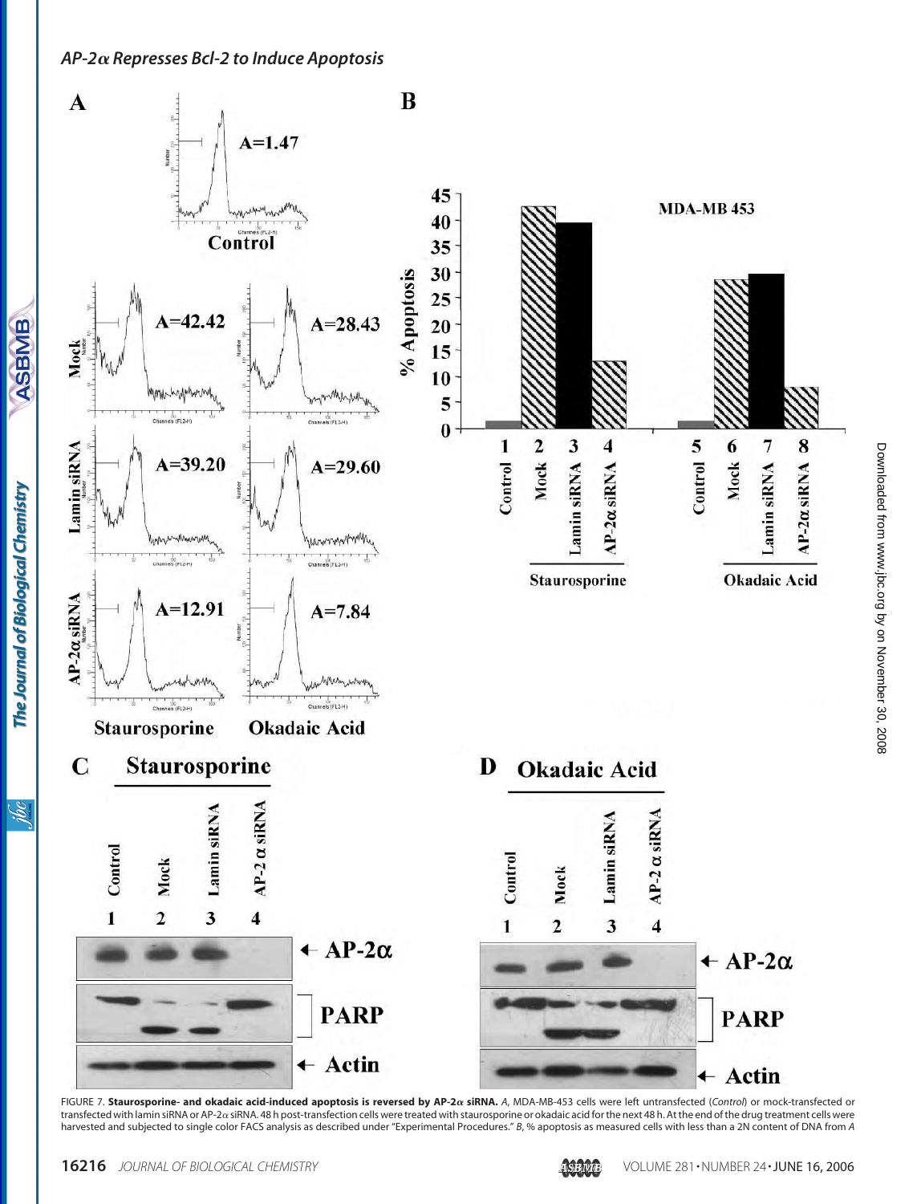FIGURE 7. **Staurosporine- and okadaic acid-induced apoptosis is reversed by AP-2α siRNA.** *A*, MDA-MB-453 cells were left untransfected (*Control*) or mock-transfected or transfected with lamin siRNA or AP-2α siRNA. 48 h post-transfection cells were treated with staurosporine or okadaic acid for the next 48 h. At the end of the drug treatment cells were harvested and subjected to single color FACS analysis as described under "Experimental Procedures." *B*, % apoptosis as measured cells with less than a 2N content of DNA from *A*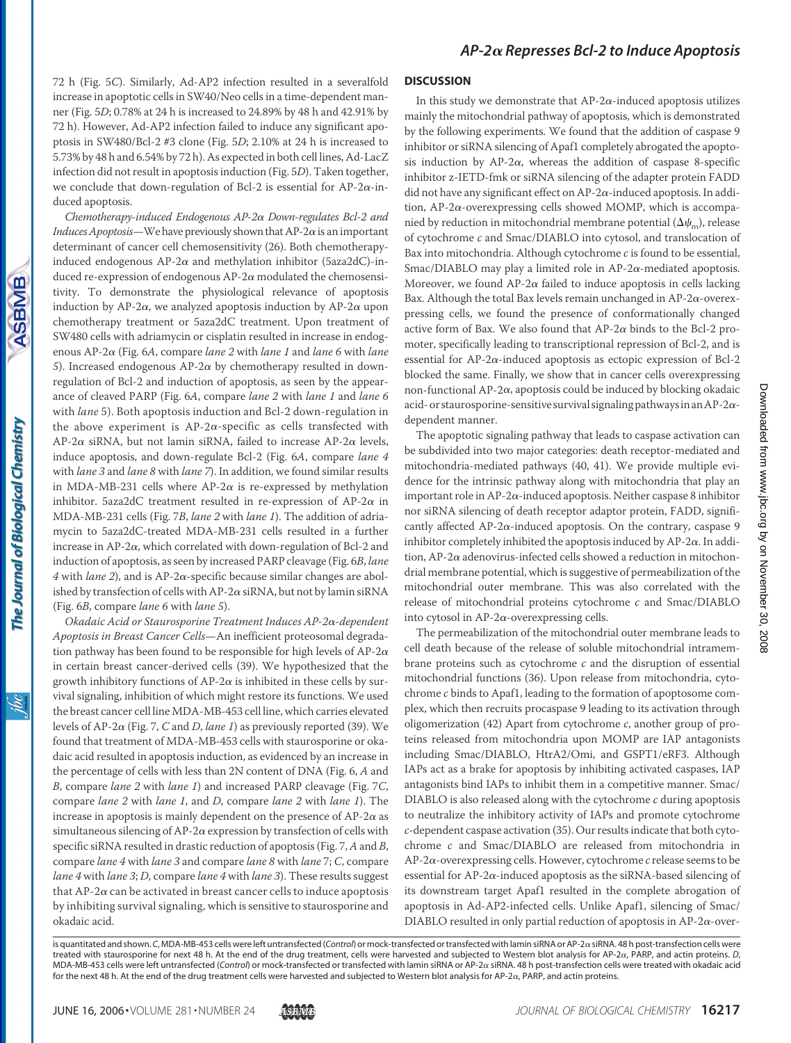72 h (Fig. 5*C*). Similarly, Ad-AP2 infection resulted in a severalfold increase in apoptotic cells in SW40/Neo cells in a time-dependent manner (Fig. 5*D*; 0.78% at 24 h is increased to 24.89% by 48 h and 42.91% by 72 h). However, Ad-AP2 infection failed to induce any significant apoptosis in SW480/Bcl-2 #3 clone (Fig. 5*D*; 2.10% at 24 h is increased to 5.73% by 48 h and 6.54% by 72 h). As expected in both cell lines, Ad-LacZ infection did not result in apoptosis induction (Fig. 5*D*). Taken together, we conclude that down-regulation of Bcl-2 is essential for AP-2α-induced apoptosis.

*Chemotherapy-induced Endogenous AP-2α Down-regulates Bcl-2 and Induces Apoptosis*—We have previously shown that AP-2α is an important determinant of cancer cell chemosensitivity (26). Both chemotherapy-induced endogenous AP-2α and methylation inhibitor (5aza2dC)-induced re-expression of endogenous AP-2α modulated the chemosensitivity. To demonstrate the physiological relevance of apoptosis induction by AP-2α, we analyzed apoptosis induction by AP-2α upon chemotherapy treatment or 5aza2dC treatment. Upon treatment of SW480 cells with adriamycin or cisplatin resulted in increase in endogenous AP-2α (Fig. 6*A*, compare *lane 2* with *lane 1* and *lane 6* with *lane 5*). Increased endogenous AP-2α by chemotherapy resulted in down-regulation of Bcl-2 and induction of apoptosis, as seen by the appearance of cleaved PARP (Fig. 6*A*, compare *lane 2* with *lane 1* and *lane 6* with *lane 5*). Both apoptosis induction and Bcl-2 down-regulation in the above experiment is AP-2α-specific as cells transfected with AP-2α siRNA, but not lamin siRNA, failed to increase AP-2α levels, induce apoptosis, and down-regulate Bcl-2 (Fig. 6*A*, compare *lane 4* with *lane 3* and *lane 8* with *lane 7*). In addition, we found similar results in MDA-MB-231 cells where AP-2α is re-expressed by methylation inhibitor. 5aza2dC treatment resulted in re-expression of AP-2α in MDA-MB-231 cells (Fig. 7*B*, *lane 2* with *lane 1*). The addition of adriamycin to 5aza2dC-treated MDA-MB-231 cells resulted in a further increase in AP-2α, which correlated with down-regulation of Bcl-2 and induction of apoptosis, as seen by increased PARP cleavage (Fig. 6*B*, *lane 4* with *lane 2*), and is AP-2α-specific because similar changes are abolished by transfection of cells with AP-2α siRNA, but not by lamin siRNA (Fig. 6*B*, compare *lane 6* with *lane 5*).

*Okadaic Acid or Staurosporine Treatment Induces AP-2α-dependent Apoptosis in Breast Cancer Cells*—An inefficient proteosomal degradation pathway has been found to be responsible for high levels of AP-2α in certain breast cancer-derived cells (39). We hypothesized that the growth inhibitory functions of AP-2α is inhibited in these cells by survival signaling, inhibition of which might restore its functions. We used the breast cancer cell line MDA-MB-453 cell line, which carries elevated levels of AP-2α (Fig. 7, *C* and *D*, *lane 1*) as previously reported (39). We found that treatment of MDA-MB-453 cells with staurosporine or okadaic acid resulted in apoptosis induction, as evidenced by an increase in the percentage of cells with less than 2N content of DNA (Fig. 6, *A* and *B*, compare *lane 2* with *lane 1*) and increased PARP cleavage (Fig. 7*C*, compare *lane 2* with *lane 1*, and *D*, compare *lane 2* with *lane 1*). The increase in apoptosis is mainly dependent on the presence of AP-2α as simultaneous silencing of AP-2α expression by transfection of cells with specific siRNA resulted in drastic reduction of apoptosis (Fig. 7, *A* and *B*, compare *lane 4* with *lane 3* and compare *lane 8* with *lane* 7; *C*, compare *lane 4* with *lane 3*; *D*, compare *lane 4* with *lane 3*). These results suggest that AP-2α can be activated in breast cancer cells to induce apoptosis by inhibiting survival signaling, which is sensitive to staurosporine and okadaic acid.

## DISCUSSION

In this study we demonstrate that AP-2α-induced apoptosis utilizes mainly the mitochondrial pathway of apoptosis, which is demonstrated by the following experiments. We found that the addition of caspase 9 inhibitor or siRNA silencing of Apaf1 completely abrogated the apoptosis induction by AP-2α, whereas the addition of caspase 8-specific inhibitor z-IETD-fmk or siRNA silencing of the adapter protein FADD did not have any significant effect on AP-2α-induced apoptosis. In addition, AP-2α-overexpressing cells showed MOMP, which is accompanied by reduction in mitochondrial membrane potential ($\Delta\psi_m$), release of cytochrome *c* and Smac/DIABLO into cytosol, and translocation of Bax into mitochondria. Although cytochrome *c* is found to be essential, Smac/DIABLO may play a limited role in AP-2α-mediated apoptosis. Moreover, we found AP-2α failed to induce apoptosis in cells lacking Bax. Although the total Bax levels remain unchanged in AP-2α-overexpressing cells, we found the presence of conformationally changed active form of Bax. We also found that AP-2α binds to the Bcl-2 promoter, specifically leading to transcriptional repression of Bcl-2, and is essential for AP-2α-induced apoptosis as ectopic expression of Bcl-2 blocked the same. Finally, we show that in cancer cells overexpressing non-functional AP-2α, apoptosis could be induced by blocking okadaic acid- or staurosporine-sensitive survival signaling pathways in an AP-2α-dependent manner.

The apoptotic signaling pathway that leads to caspase activation can be subdivided into two major categories: death receptor-mediated and mitochondria-mediated pathways (40, 41). We provide multiple evidence for the intrinsic pathway along with mitochondria that play an important role in AP-2α-induced apoptosis. Neither caspase 8 inhibitor nor siRNA silencing of death receptor adaptor protein, FADD, significantly affected AP-2α-induced apoptosis. On the contrary, caspase 9 inhibitor completely inhibited the apoptosis induced by AP-2α. In addition, AP-2α adenovirus-infected cells showed a reduction in mitochondrial membrane potential, which is suggestive of permeabilization of the mitochondrial outer membrane. This was also correlated with the release of mitochondrial proteins cytochrome *c* and Smac/DIABLO into cytosol in AP-2α-overexpressing cells.

The permeabilization of the mitochondrial outer membrane leads to cell death because of the release of soluble mitochondrial intramembrane proteins such as cytochrome *c* and the disruption of essential mitochondrial functions (36). Upon release from mitochondria, cytochrome *c* binds to Apaf1, leading to the formation of apoptosome complex, which then recruits procaspase 9 leading to its activation through oligomerization (42) Apart from cytochrome *c*, another group of proteins released from mitochondria upon MOMP are IAP antagonists including Smac/DIABLO, HtrA2/Omi, and GSPT1/eRF3. Although IAPs act as a brake for apoptosis by inhibiting activated caspases, IAP antagonists bind IAPs to inhibit them in a competitive manner. Smac/DIABLO is also released along with the cytochrome *c* during apoptosis to neutralize the inhibitory activity of IAPs and promote cytochrome *c*-dependent caspase activation (35). Our results indicate that both cytochrome *c* and Smac/DIABLO are released from mitochondria in AP-2α-overexpressing cells. However, cytochrome *c* release seems to be essential for AP-2α-induced apoptosis as the siRNA-based silencing of its downstream target Apaf1 resulted in the complete abrogation of apoptosis in Ad-AP2-infected cells. Unlike Apaf1, silencing of Smac/DIABLO resulted in only partial reduction of apoptosis in AP-2α-over-

is quantitated and shown. *C*, MDA-MB-453 cells were left untransfected (*Control*) or mock-transfected or transfected with lamin siRNA or AP-2α siRNA. 48 h post-transfection cells were treated with staurosporine for next 48 h. At the end of the drug treatment, cells were harvested and subjected to Western blot analysis for AP-2α, PARP, and actin proteins. *D*, MDA-MB-453 cells were left untransfected (*Control*) or mock-transfected or transfected with lamin siRNA or AP-2α siRNA. 48 h post-transfection cells were treated with okadaic acid for the next 48 h. At the end of the drug treatment cells were harvested and subjected to Western blot analysis for AP-2α, PARP, and actin proteins.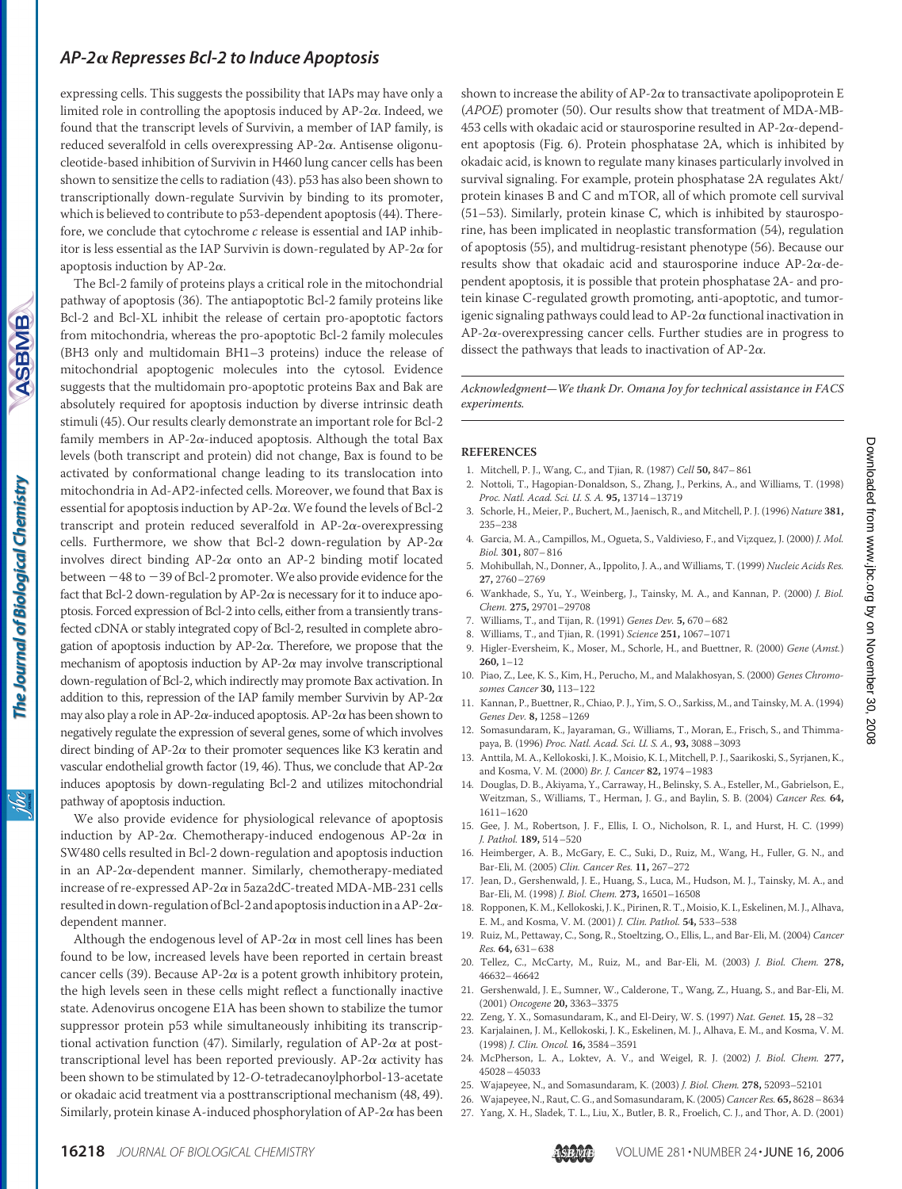expressing cells. This suggests the possibility that IAPs may have only a limited role in controlling the apoptosis induced by AP-2α. Indeed, we found that the transcript levels of Survivin, a member of IAP family, is reduced severalfold in cells overexpressing AP-2α. Antisense oligonucleotide-based inhibition of Survivin in H460 lung cancer cells has been shown to sensitize the cells to radiation (43). p53 has also been shown to transcriptionally down-regulate Survivin by binding to its promoter, which is believed to contribute to p53-dependent apoptosis (44). Therefore, we conclude that cytochrome *c* release is essential and IAP inhibitor is less essential as the IAP Survivin is down-regulated by AP-2α for apoptosis induction by AP-2α.

The Bcl-2 family of proteins plays a critical role in the mitochondrial pathway of apoptosis (36). The antiapoptotic Bcl-2 family proteins like Bcl-2 and Bcl-XL inhibit the release of certain pro-apoptotic factors from mitochondria, whereas the pro-apoptotic Bcl-2 family molecules (BH3 only and multidomain BH1–3 proteins) induce the release of mitochondrial apoptogenic molecules into the cytosol. Evidence suggests that the multidomain pro-apoptotic proteins Bax and Bak are absolutely required for apoptosis induction by diverse intrinsic death stimuli (45). Our results clearly demonstrate an important role for Bcl-2 family members in AP-2α-induced apoptosis. Although the total Bax levels (both transcript and protein) did not change, Bax is found to be activated by conformational change leading to its translocation into mitochondria in Ad-AP2-infected cells. Moreover, we found that Bax is essential for apoptosis induction by AP-2α. We found the levels of Bcl-2 transcript and protein reduced severalfold in AP-2α-overexpressing cells. Furthermore, we show that Bcl-2 down-regulation by AP-2α involves direct binding AP-2α onto an AP-2 binding motif located between −48 to −39 of Bcl-2 promoter. We also provide evidence for the fact that Bcl-2 down-regulation by AP-2α is necessary for it to induce apoptosis. Forced expression of Bcl-2 into cells, either from a transiently transfected cDNA or stably integrated copy of Bcl-2, resulted in complete abrogation of apoptosis induction by AP-2α. Therefore, we propose that the mechanism of apoptosis induction by AP-2α may involve transcriptional down-regulation of Bcl-2, which indirectly may promote Bax activation. In addition to this, repression of the IAP family member Survivin by AP-2α may also play a role in AP-2α-induced apoptosis. AP-2α has been shown to negatively regulate the expression of several genes, some of which involves direct binding of AP-2α to their promoter sequences like K3 keratin and vascular endothelial growth factor (19, 46). Thus, we conclude that AP-2α induces apoptosis by down-regulating Bcl-2 and utilizes mitochondrial pathway of apoptosis induction.

We also provide evidence for physiological relevance of apoptosis induction by AP-2α. Chemotherapy-induced endogenous AP-2α in SW480 cells resulted in Bcl-2 down-regulation and apoptosis induction in an AP-2α-dependent manner. Similarly, chemotherapy-mediated increase of re-expressed AP-2α in 5aza2dC-treated MDA-MB-231 cells resulted in down-regulation of Bcl-2 and apoptosis induction in a AP-2α-dependent manner.

Although the endogenous level of AP-2α in most cell lines has been found to be low, increased levels have been reported in certain breast cancer cells (39). Because AP-2α is a potent growth inhibitory protein, the high levels seen in these cells might reflect a functionally inactive state. Adenovirus oncogene E1A has been shown to stabilize the tumor suppressor protein p53 while simultaneously inhibiting its transcriptional activation function (47). Similarly, regulation of AP-2α at post-transcriptional level has been reported previously. AP-2α activity has been shown to be stimulated by 12-*O*-tetradecanoylphorbol-13-acetate or okadaic acid treatment via a posttranscriptional mechanism (48, 49). Similarly, protein kinase A-induced phosphorylation of AP-2α has been shown to increase the ability of AP-2α to transactivate apolipoprotein E (*APOE*) promoter (50). Our results show that treatment of MDA-MB-453 cells with okadaic acid or staurosporine resulted in AP-2α-dependent apoptosis (Fig. 6). Protein phosphatase 2A, which is inhibited by okadaic acid, is known to regulate many kinases particularly involved in survival signaling. For example, protein phosphatase 2A regulates Akt/protein kinases B and C and mTOR, all of which promote cell survival (51–53). Similarly, protein kinase C, which is inhibited by staurosporine, has been implicated in neoplastic transformation (54), regulation of apoptosis (55), and multidrug-resistant phenotype (56). Because our results show that okadaic acid and staurosporine induce AP-2α-dependent apoptosis, it is possible that protein phosphatase 2A- and protein kinase C-regulated growth promoting, anti-apoptotic, and tumorigenic signaling pathways could lead to AP-2α functional inactivation in AP-2α-overexpressing cancer cells. Further studies are in progress to dissect the pathways that leads to inactivation of AP-2α.

*Acknowledgment—We thank Dr. Omana Joy for technical assistance in FACS experiments.*

## REFERENCES

1. Mitchell, P. J., Wang, C., and Tjian, R. (1987) *Cell* **50,** 847–861
2. Nottoli, T., Hagopian-Donaldson, S., Zhang, J., Perkins, A., and Williams, T. (1998) *Proc. Natl. Acad. Sci. U. S. A.* **95,** 13714–13719
3. Schorle, H., Meier, P., Buchert, M., Jaenisch, R., and Mitchell, P. J. (1996) *Nature* **381,** 235–238
4. Garcia, M. A., Campillos, M., Ogueta, S., Valdivieso, F., and Vi;zquez, J. (2000) *J. Mol. Biol.* **301,** 807–816
5. Mohibullah, N., Donner, A., Ippolito, J. A., and Williams, T. (1999) *Nucleic Acids Res.* **27,** 2760–2769
6. Wankhade, S., Yu, Y., Weinberg, J., Tainsky, M. A., and Kannan, P. (2000) *J. Biol. Chem.* **275,** 29701–29708
7. Williams, T., and Tjian, R. (1991) *Genes Dev.* **5,** 670–682
8. Williams, T., and Tjian, R. (1991) *Science* **251,** 1067–1071
9. Higler-Eversheim, K., Moser, M., Schorle, H., and Buettner, R. (2000) *Gene* (*Amst.*) **260,** 1–12
10. Piao, Z., Lee, K. S., Kim, H., Perucho, M., and Malakhosyan, S. (2000) *Genes Chromosomes Cancer* **30,** 113–122
11. Kannan, P., Buettner, R., Chiao, P. J., Yim, S. O., Sarkiss, M., and Tainsky, M. A. (1994) *Genes Dev.* **8,** 1258–1269
12. Somasundaram, K., Jayaraman, G., Williams, T., Moran, E., Frisch, S., and Thimmapaya, B. (1996) *Proc. Natl. Acad. Sci. U. S. A.*, **93,** 3088–3093
13. Anttila, M. A., Kellokoski, J. K., Moisio, K. I., Mitchell, P. J., Saarikoski, S., Syrjanen, K., and Kosma, V. M. (2000) *Br. J. Cancer* **82,** 1974–1983
14. Douglas, D. B., Akiyama, Y., Carraway, H., Belinsky, S. A., Esteller, M., Gabrielson, E., Weitzman, S., Williams, T., Herman, J. G., and Baylin, S. B. (2004) *Cancer Res.* **64,** 1611–1620
15. Gee, J. M., Robertson, J. F., Ellis, I. O., Nicholson, R. I., and Hurst, H. C. (1999) *J. Pathol.* **189,** 514–520
16. Heimberger, A. B., McGary, E. C., Suki, D., Ruiz, M., Wang, H., Fuller, G. N., and Bar-Eli, M. (2005) *Clin. Cancer Res.* **11,** 267–272
17. Jean, D., Gershenwald, J. E., Huang, S., Luca, M., Hudson, M. J., Tainsky, M. A., and Bar-Eli, M. (1998) *J. Biol. Chem.* **273,** 16501–16508
18. Ropponen, K. M., Kellokoski, J. K., Pirinen, R. T., Moisio, K. I., Eskelinen, M. J., Alhava, E. M., and Kosma, V. M. (2001) *J. Clin. Pathol.* **54,** 533–538
19. Ruiz, M., Pettaway, C., Song, R., Stoeltzing, O., Ellis, L., and Bar-Eli, M. (2004) *Cancer Res.* **64,** 631–638
20. Tellez, C., McCarty, M., Ruiz, M., and Bar-Eli, M. (2003) *J. Biol. Chem.* **278,** 46632–46642
21. Gershenwald, J. E., Sumner, W., Calderone, T., Wang, Z., Huang, S., and Bar-Eli, M. (2001) *Oncogene* **20,** 3363–3375
22. Zeng, Y. X., Somasundaram, K., and El-Deiry, W. S. (1997) *Nat. Genet.* **15,** 28–32
23. Karjalainen, J. M., Kellokoski, J. K., Eskelinen, M. J., Alhava, E. M., and Kosma, V. M. (1998) *J. Clin. Oncol.* **16,** 3584–3591
24. McPherson, L. A., Loktev, A. V., and Weigel, R. J. (2002) *J. Biol. Chem.* **277,** 45028–45033
25. Wajapeyee, N., and Somasundaram, K. (2003) *J. Biol. Chem.* **278,** 52093–52101
26. Wajapeyee, N., Raut, C. G., and Somasundaram, K. (2005) *Cancer Res.* **65,** 8628–8634
27. Yang, X. H., Sladek, T. L., Liu, X., Butler, B. R., Froelich, C. J., and Thor, A. D. (2001)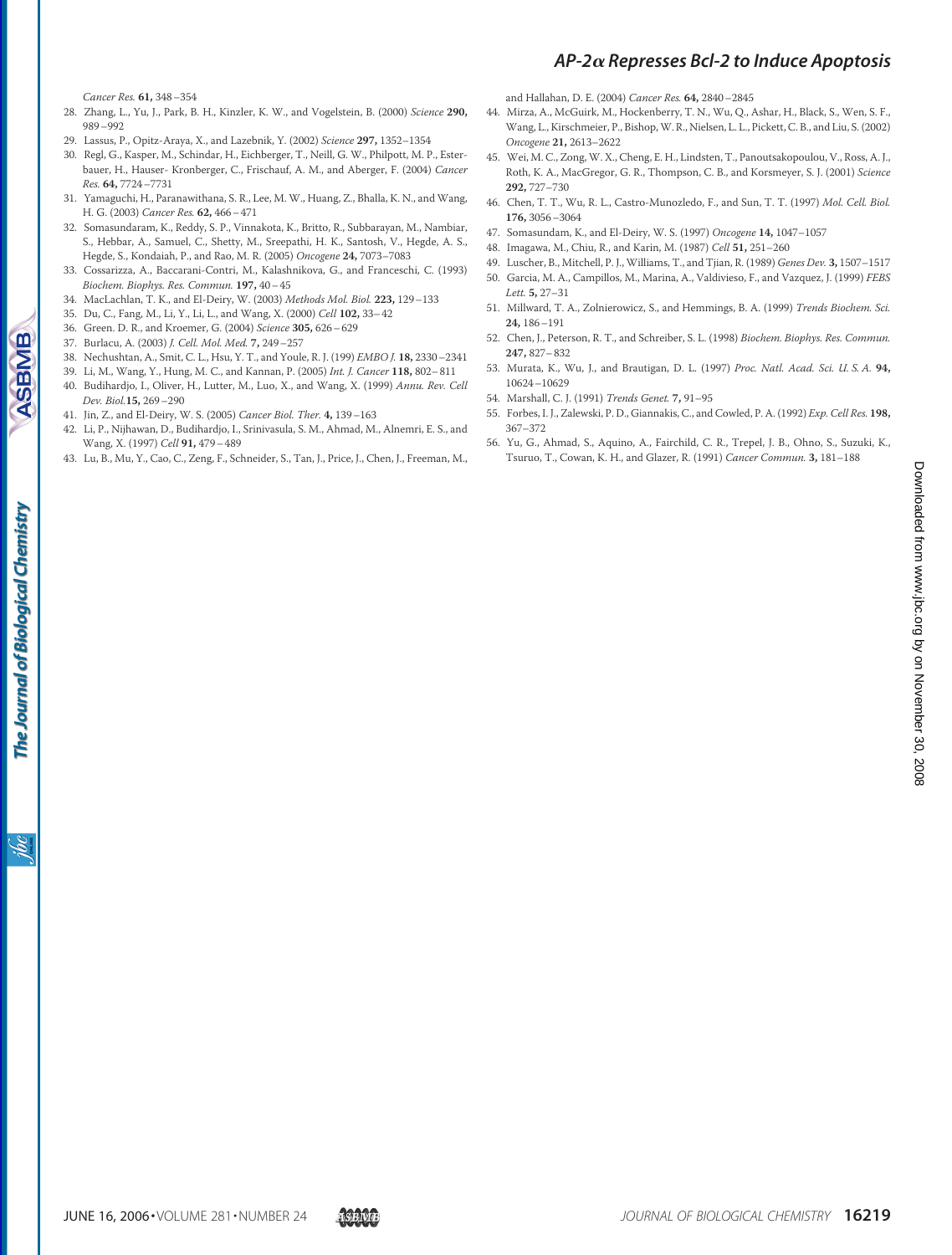Cancer Res. **61,** 348–354

28. Zhang, L., Yu, J., Park, B. H., Kinzler, K. W., and Vogelstein, B. (2000) *Science* **290,** 989–992
29. Lassus, P., Opitz-Araya, X., and Lazebnik, Y. (2002) *Science* **297,** 1352–1354
30. Regl, G., Kasper, M., Schindar, H., Eichberger, T., Neill, G. W., Philpott, M. P., Esterbauer, H., Hauser- Kronberger, C., Frischauf, A. M., and Aberger, F. (2004) *Cancer Res.* **64,** 7724–7731
31. Yamaguchi, H., Paranawithana, S. R., Lee, M. W., Huang, Z., Bhalla, K. N., and Wang, H. G. (2003) *Cancer Res.* **62,** 466–471
32. Somasundaram, K., Reddy, S. P., Vinnakota, K., Britto, R., Subbarayan, M., Nambiar, S., Hebbar, A., Samuel, C., Shetty, M., Sreepathi, H. K., Santosh, V., Hegde, A. S., Hegde, S., Kondaiah, P., and Rao, M. R. (2005) *Oncogene* **24,** 7073–7083
33. Cossarizza, A., Baccarani-Contri, M., Kalashnikova, G., and Franceschi, C. (1993) *Biochem. Biophys. Res. Commun.* **197,** 40–45
34. MacLachlan, T. K., and El-Deiry, W. (2003) *Methods Mol. Biol.* **223,** 129–133
35. Du, C., Fang, M., Li, Y., Li, L., and Wang, X. (2000) *Cell* **102,** 33–42
36. Green. D. R., and Kroemer, G. (2004) *Science* **305,** 626–629
37. Burlacu, A. (2003) *J. Cell. Mol. Med.* **7,** 249–257
38. Nechushtan, A., Smit, C. L., Hsu, Y. T., and Youle, R. J. (199) *EMBO J.* **18,** 2330–2341
39. Li, M., Wang, Y., Hung, M. C., and Kannan, P. (2005) *Int. J. Cancer* **118,** 802–811
40. Budihardjo, I., Oliver, H., Lutter, M., Luo, X., and Wang, X. (1999) *Annu. Rev. Cell Dev. Biol.* **15,** 269–290
41. Jin, Z., and El-Deiry, W. S. (2005) *Cancer Biol. Ther.* **4,** 139–163
42. Li, P., Nijhawan, D., Budihardjo, I., Srinivasula, S. M., Ahmad, M., Alnemri, E. S., and Wang, X. (1997) *Cell* **91,** 479–489
43. Lu, B., Mu, Y., Cao, C., Zeng, F., Schneider, S., Tan, J., Price, J., Chen, J., Freeman, M., and Hallahan, D. E. (2004) *Cancer Res.* **64,** 2840–2845
44. Mirza, A., McGuirk, M., Hockenberry, T. N., Wu, Q., Ashar, H., Black, S., Wen, S. F., Wang, L., Kirschmeier, P., Bishop, W. R., Nielsen, L. L., Pickett, C. B., and Liu, S. (2002) *Oncogene* **21,** 2613–2622
45. Wei, M. C., Zong, W. X., Cheng, E. H., Lindsten, T., Panoutsakopoulou, V., Ross, A. J., Roth, K. A., MacGregor, G. R., Thompson, C. B., and Korsmeyer, S. J. (2001) *Science* **292,** 727–730
46. Chen, T. T., Wu, R. L., Castro-Munozledo, F., and Sun, T. T. (1997) *Mol. Cell. Biol.* **176,** 3056–3064
47. Somasundam, K., and El-Deiry, W. S. (1997) *Oncogene* **14,** 1047–1057
48. Imagawa, M., Chiu, R., and Karin, M. (1987) *Cell* **51,** 251–260
49. Luscher, B., Mitchell, P. J., Williams, T., and Tjian, R. (1989) *Genes Dev.* **3,** 1507–1517
50. Garcia, M. A., Campillos, M., Marina, A., Valdivieso, F., and Vazquez, J. (1999) *FEBS Lett.* **5,** 27–31
51. Millward, T. A., Zolnierowicz, S., and Hemmings, B. A. (1999) *Trends Biochem. Sci.* **24,** 186–191
52. Chen, J., Peterson, R. T., and Schreiber, S. L. (1998) *Biochem. Biophys. Res. Commun.* **247,** 827–832
53. Murata, K., Wu, J., and Brautigan, D. L. (1997) *Proc. Natl. Acad. Sci. U. S. A.* **94,** 10624–10629
54. Marshall, C. J. (1991) *Trends Genet.* **7,** 91–95
55. Forbes, I. J., Zalewski, P. D., Giannakis, C., and Cowled, P. A. (1992) *Exp. Cell Res.* **198,** 367–372
56. Yu, G., Ahmad, S., Aquino, A., Fairchild, C. R., Trepel, J. B., Ohno, S., Suzuki, K., Tsuruo, T., Cowan, K. H., and Glazer, R. (1991) *Cancer Commun.* **3,** 181–188